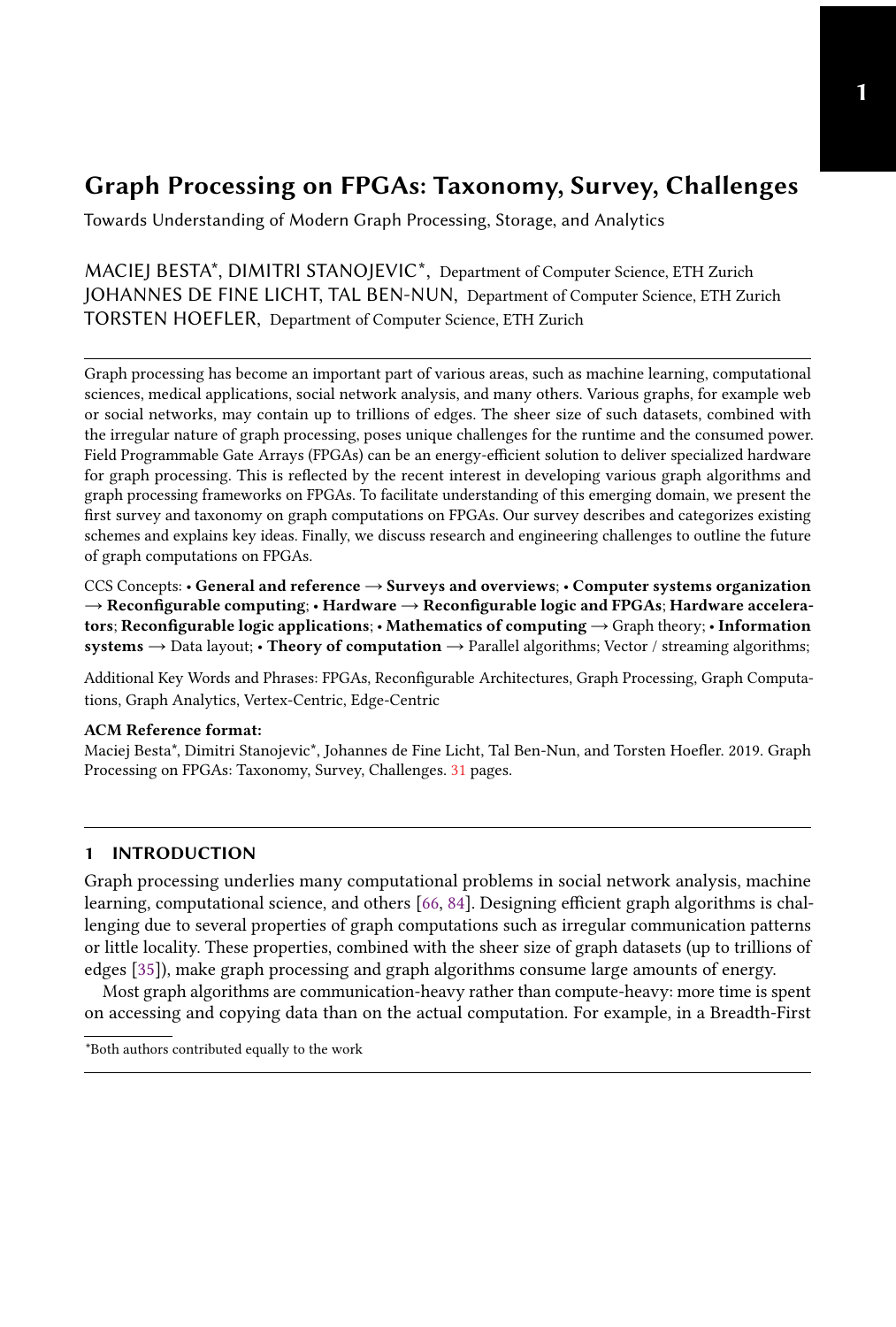# Graph Processing on FPGAs: Taxonomy, Survey, Challenges

Towards Understanding of Modern Graph Processing, Storage, and Analytics

MACIEJ BESTA*, DIMITRI STANOJEVIC*, Department of Computer Science, ETH Zurich
JOHANNES DE FINE LICHT, TAL BEN-NUN, Department of Computer Science, ETH Zurich
TORSTEN HOEFLER, Department of Computer Science, ETH Zurich

Graph processing has become an important part of various areas, such as machine learning, computational sciences, medical applications, social network analysis, and many others. Various graphs, for example web or social networks, may contain up to trillions of edges. The sheer size of such datasets, combined with the irregular nature of graph processing, poses unique challenges for the runtime and the consumed power. Field Programmable Gate Arrays (FPGAs) can be an energy-efficient solution to deliver specialized hardware for graph processing. This is reflected by the recent interest in developing various graph algorithms and graph processing frameworks on FPGAs. To facilitate understanding of this emerging domain, we present the first survey and taxonomy on graph computations on FPGAs. Our survey describes and categorizes existing schemes and explains key ideas. Finally, we discuss research and engineering challenges to outline the future of graph computations on FPGAs.

CCS Concepts: • **General and reference → Surveys and overviews**; • **Computer systems organization → Reconfigurable computing**; • **Hardware → Reconfigurable logic and FPGAs**; **Hardware accelerators**; **Reconfigurable logic applications**; • **Mathematics of computing** → Graph theory; • **Information systems** → Data layout; • **Theory of computation** → Parallel algorithms; Vector / streaming algorithms;

Additional Key Words and Phrases: FPGAs, Reconfigurable Architectures, Graph Processing, Graph Computations, Graph Analytics, Vertex-Centric, Edge-Centric

**ACM Reference format:**
Maciej Besta*, Dimitri Stanojevic*, Johannes de Fine Licht, Tal Ben-Nun, and Torsten Hoefler. 2019. Graph Processing on FPGAs: Taxonomy, Survey, Challenges. 31 pages.

## 1 INTRODUCTION

Graph processing underlies many computational problems in social network analysis, machine learning, computational science, and others [66, 84]. Designing efficient graph algorithms is challenging due to several properties of graph computations such as irregular communication patterns or little locality. These properties, combined with the sheer size of graph datasets (up to trillions of edges [35]), make graph processing and graph algorithms consume large amounts of energy.

Most graph algorithms are communication-heavy rather than compute-heavy: more time is spent on accessing and copying data than on the actual computation. For example, in a Breadth-First

*Both authors contributed equally to the work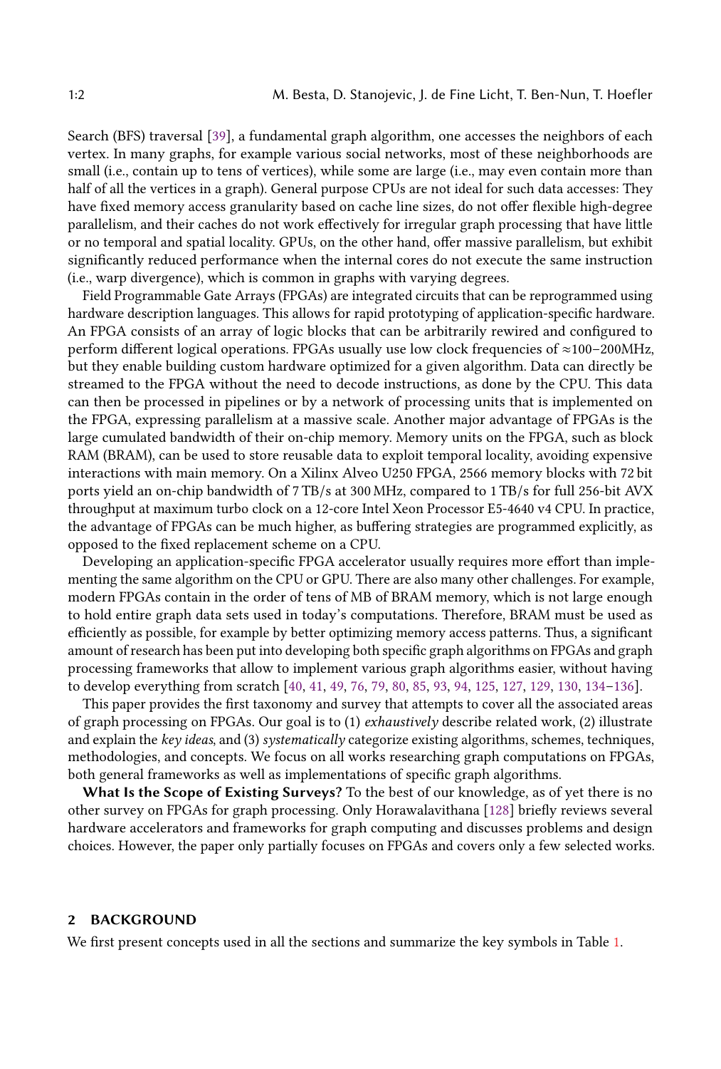Search (BFS) traversal [39], a fundamental graph algorithm, one accesses the neighbors of each vertex. In many graphs, for example various social networks, most of these neighborhoods are small (i.e., contain up to tens of vertices), while some are large (i.e., may even contain more than half of all the vertices in a graph). General purpose CPUs are not ideal for such data accesses: They have fixed memory access granularity based on cache line sizes, do not offer flexible high-degree parallelism, and their caches do not work effectively for irregular graph processing that have little or no temporal and spatial locality. GPUs, on the other hand, offer massive parallelism, but exhibit significantly reduced performance when the internal cores do not execute the same instruction (i.e., warp divergence), which is common in graphs with varying degrees.

Field Programmable Gate Arrays (FPGAs) are integrated circuits that can be reprogrammed using hardware description languages. This allows for rapid prototyping of application-specific hardware. An FPGA consists of an array of logic blocks that can be arbitrarily rewired and configured to perform different logical operations. FPGAs usually use low clock frequencies of ≈100–200MHz, but they enable building custom hardware optimized for a given algorithm. Data can directly be streamed to the FPGA without the need to decode instructions, as done by the CPU. This data can then be processed in pipelines or by a network of processing units that is implemented on the FPGA, expressing parallelism at a massive scale. Another major advantage of FPGAs is the large cumulated bandwidth of their on-chip memory. Memory units on the FPGA, such as block RAM (BRAM), can be used to store reusable data to exploit temporal locality, avoiding expensive interactions with main memory. On a Xilinx Alveo U250 FPGA, 2566 memory blocks with 72 bit ports yield an on-chip bandwidth of 7 TB/s at 300 MHz, compared to 1 TB/s for full 256-bit AVX throughput at maximum turbo clock on a 12-core Intel Xeon Processor E5-4640 v4 CPU. In practice, the advantage of FPGAs can be much higher, as buffering strategies are programmed explicitly, as opposed to the fixed replacement scheme on a CPU.

Developing an application-specific FPGA accelerator usually requires more effort than implementing the same algorithm on the CPU or GPU. There are also many other challenges. For example, modern FPGAs contain in the order of tens of MB of BRAM memory, which is not large enough to hold entire graph data sets used in today's computations. Therefore, BRAM must be used as efficiently as possible, for example by better optimizing memory access patterns. Thus, a significant amount of research has been put into developing both specific graph algorithms on FPGAs and graph processing frameworks that allow to implement various graph algorithms easier, without having to develop everything from scratch [40, 41, 49, 76, 79, 80, 85, 93, 94, 125, 127, 129, 130, 134–136].

This paper provides the first taxonomy and survey that attempts to cover all the associated areas of graph processing on FPGAs. Our goal is to (1) *exhaustively* describe related work, (2) illustrate and explain the *key ideas*, and (3) *systematically* categorize existing algorithms, schemes, techniques, methodologies, and concepts. We focus on all works researching graph computations on FPGAs, both general frameworks as well as implementations of specific graph algorithms.

**What Is the Scope of Existing Surveys?** To the best of our knowledge, as of yet there is no other survey on FPGAs for graph processing. Only Horawalavithana [128] briefly reviews several hardware accelerators and frameworks for graph computing and discusses problems and design choices. However, the paper only partially focuses on FPGAs and covers only a few selected works.

## 2 BACKGROUND

We first present concepts used in all the sections and summarize the key symbols in Table 1.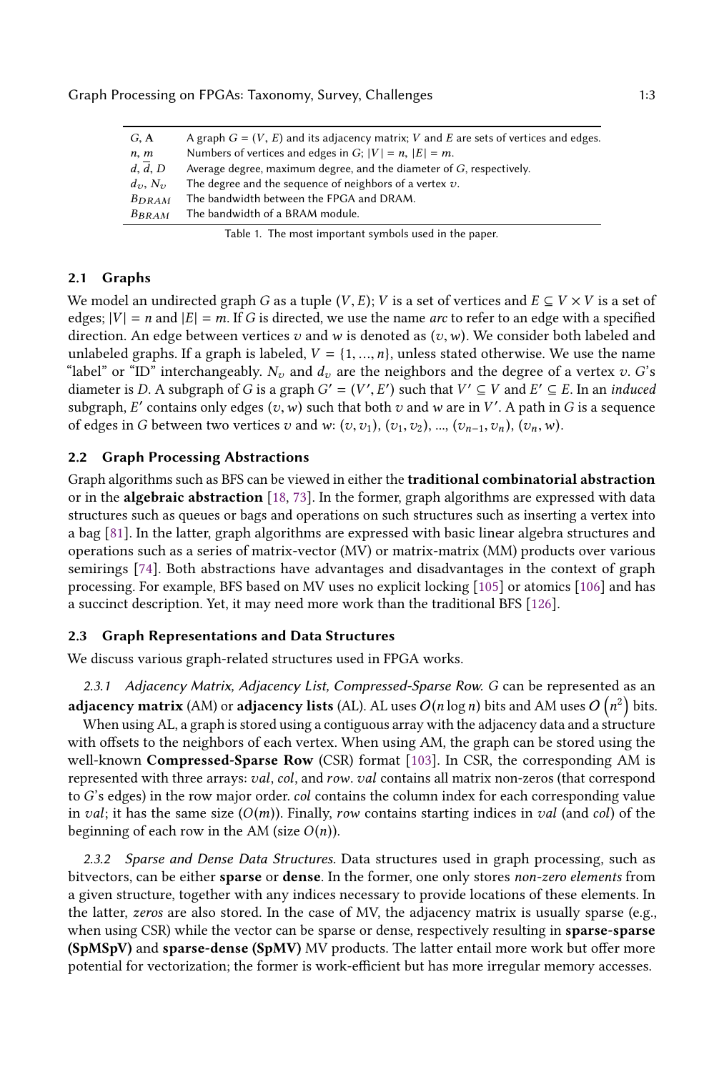| $G$, $\mathbf{A}$ | A graph $G = (V, E)$ and its adjacency matrix; $V$ and $E$ are sets of vertices and edges. |
|---|---|
| $n$, $m$ | Numbers of vertices and edges in $G$; $\|V\| = n$, $\|E\| = m$. |
| $d$, $\overline{d}$, $D$ | Average degree, maximum degree, and the diameter of $G$, respectively. |
| $d_v$, $N_v$ | The degree and the sequence of neighbors of a vertex $v$. |
| $B_{DRAM}$ | The bandwidth between the FPGA and DRAM. |
| $B_{BRAM}$ | The bandwidth of a BRAM module. |

Table 1. The most important symbols used in the paper.

## 2.1 Graphs

We model an undirected graph $G$ as a tuple $(V, E)$; $V$ is a set of vertices and $E \subseteq V \times V$ is a set of edges; $|V| = n$ and $|E| = m$. If $G$ is directed, we use the name *arc* to refer to an edge with a specified direction. An edge between vertices $v$ and $w$ is denoted as $(v, w)$. We consider both labeled and unlabeled graphs. If a graph is labeled, $V = \{1, ..., n\}$, unless stated otherwise. We use the name "label" or "ID" interchangeably. $N_v$ and $d_v$ are the neighbors and the degree of a vertex $v$. $G$'s diameter is $D$. A subgraph of $G$ is a graph $G' = (V', E')$ such that $V' \subseteq V$ and $E' \subseteq E$. In an *induced* subgraph, $E'$ contains only edges $(v, w)$ such that both $v$ and $w$ are in $V'$. A path in $G$ is a sequence of edges in $G$ between two vertices $v$ and $w$: $(v, v_1)$, $(v_1, v_2)$, ..., $(v_{n-1}, v_n)$, $(v_n, w)$.

## 2.2 Graph Processing Abstractions

Graph algorithms such as BFS can be viewed in either the **traditional combinatorial abstraction** or in the **algebraic abstraction** [18, 73]. In the former, graph algorithms are expressed with data structures such as queues or bags and operations on such structures such as inserting a vertex into a bag [81]. In the latter, graph algorithms are expressed with basic linear algebra structures and operations such as a series of matrix-vector (MV) or matrix-matrix (MM) products over various semirings [74]. Both abstractions have advantages and disadvantages in the context of graph processing. For example, BFS based on MV uses no explicit locking [105] or atomics [106] and has a succinct description. Yet, it may need more work than the traditional BFS [126].

## 2.3 Graph Representations and Data Structures

We discuss various graph-related structures used in FPGA works.

### 2.3.1 Adjacency Matrix, Adjacency List, Compressed-Sparse Row.

$G$ can be represented as an **adjacency matrix** (AM) or **adjacency lists** (AL). AL uses $O(n \log n)$ bits and AM uses $O\left(n^2\right)$ bits.

When using AL, a graph is stored using a contiguous array with the adjacency data and a structure with offsets to the neighbors of each vertex. When using AM, the graph can be stored using the well-known **Compressed-Sparse Row** (CSR) format [103]. In CSR, the corresponding AM is represented with three arrays: *val*, *col*, and *row*. *val* contains all matrix non-zeros (that correspond to $G$'s edges) in the row major order. *col* contains the column index for each corresponding value in *val*; it has the same size ($O(m)$). Finally, *row* contains starting indices in *val* (and *col*) of the beginning of each row in the AM (size $O(n)$).

### 2.3.2 Sparse and Dense Data Structures.

Data structures used in graph processing, such as bitvectors, can be either **sparse** or **dense**. In the former, one only stores *non-zero elements* from a given structure, together with any indices necessary to provide locations of these elements. In the latter, *zeros* are also stored. In the case of MV, the adjacency matrix is usually sparse (e.g., when using CSR) while the vector can be sparse or dense, respectively resulting in **sparse-sparse (SpMSpV)** and **sparse-dense (SpMV)** MV products. The latter entail more work but offer more potential for vectorization; the former is work-efficient but has more irregular memory accesses.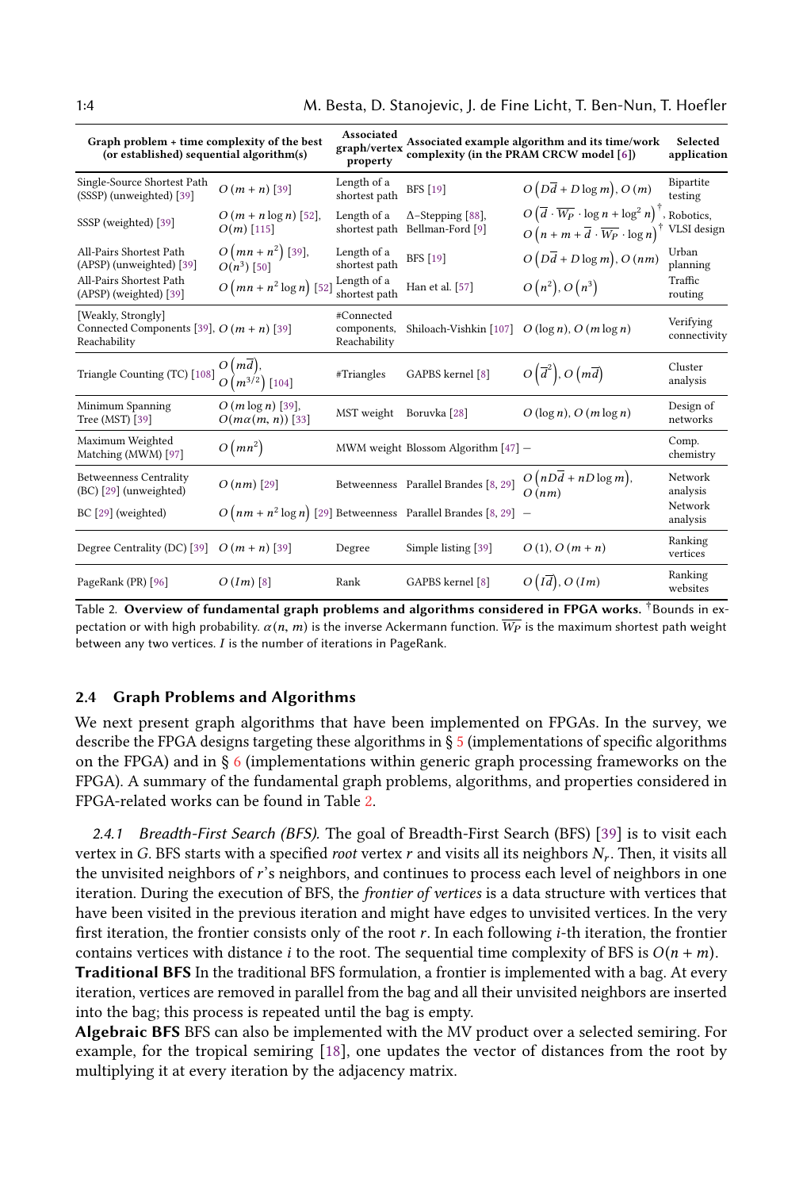| Graph problem + time complexity of the best (or established) sequential algorithm(s) | | Associated graph/vertex property | Associated example algorithm and its time/work complexity (in the PRAM CRCW model [6]) | | Selected application |
|---|---|---|---|---|---|
| Single-Source Shortest Path (SSSP) (unweighted) [39] | $O(m+n)$ [39] | Length of a shortest path | BFS [19] | $O\left(D\overline{d} + D\log m\right)$, $O(m)$ | Bipartite testing |
| SSSP (weighted) [39] | $O(m + n\log n)$ [52], $O(m)$ [115] | Length of a shortest path | $\Delta$–Stepping [88], Bellman-Ford [9] | $O\left(\overline{d} \cdot \overline{W_P} \cdot \log n + \log^2 n\right)^{\dagger}$, $O\left(n + m + \overline{d} \cdot \overline{W_P} \cdot \log n\right)^{\dagger}$ | Robotics, VLSI design |
| All-Pairs Shortest Path (APSP) (unweighted) [39] | $O\left(mn + n^2\right)$ [39], $O(n^3)$ [50] | Length of a shortest path | BFS [19] | $O\left(D\overline{d} + D\log m\right)$, $O(nm)$ | Urban planning |
| All-Pairs Shortest Path (APSP) (weighted) [39] | $O\left(mn + n^2\log n\right)$ [52] | Length of a shortest path | Han et al. [57] | $O\left(n^2\right)$, $O\left(n^3\right)$ | Traffic routing |
| [Weakly, Strongly] Connected Components [39], Reachability | $O(m+n)$ [39] | #Connected components, Reachability | Shiloach-Vishkin [107] | $O(\log n)$, $O(m\log n)$ | Verifying connectivity |
| Triangle Counting (TC) [108] | $O\left(m\overline{d}\right)$, $O\left(m^{3/2}\right)$ [104] | #Triangles | GAPBS kernel [8] | $O\left(\overline{d}^2\right)$, $O\left(m\overline{d}\right)$ | Cluster analysis |
| Minimum Spanning Tree (MST) [39] | $O(m\log n)$ [39], $O(m\alpha(m,n))$ [33] | MST weight | Boruvka [28] | $O(\log n)$, $O(m\log n)$ | Design of networks |
| Maximum Weighted Matching (MWM) [97] | $O\left(mn^2\right)$ | MWM weight | Blossom Algorithm [47] | — | Comp. chemistry |
| Betweenness Centrality (BC) [29] (unweighted) | $O(nm)$ [29] | Betweenness | Parallel Brandes [8, 29] | $O\left(nD\overline{d} + nD\log m\right)$, $O(nm)$ | Network analysis |
| BC [29] (weighted) | $O\left(nm + n^2\log n\right)$ [29] | Betweenness | Parallel Brandes [8, 29] | — | Network analysis |
| Degree Centrality (DC) [39] | $O(m+n)$ [39] | Degree | Simple listing [39] | $O(1)$, $O(m+n)$ | Ranking vertices |
| PageRank (PR) [96] | $O(Im)$ [8] | Rank | GAPBS kernel [8] | $O\left(I\overline{d}\right)$, $O(Im)$ | Ranking websites |

Table 2. **Overview of fundamental graph problems and algorithms considered in FPGA works.** $^{\dagger}$Bounds in expectation or with high probability. $\alpha(n, m)$ is the inverse Ackermann function. $\overline{W_P}$ is the maximum shortest path weight between any two vertices. $I$ is the number of iterations in PageRank.

### 2.4 Graph Problems and Algorithms

We next present graph algorithms that have been implemented on FPGAs. In the survey, we describe the FPGA designs targeting these algorithms in § 5 (implementations of specific algorithms on the FPGA) and in § 6 (implementations within generic graph processing frameworks on the FPGA). A summary of the fundamental graph problems, algorithms, and properties considered in FPGA-related works can be found in Table 2.

*2.4.1 Breadth-First Search (BFS).* The goal of Breadth-First Search (BFS) [39] is to visit each vertex in $G$. BFS starts with a specified *root* vertex $r$ and visits all its neighbors $N_r$. Then, it visits all the unvisited neighbors of $r$'s neighbors, and continues to process each level of neighbors in one iteration. During the execution of BFS, the *frontier of vertices* is a data structure with vertices that have been visited in the previous iteration and might have edges to unvisited vertices. In the very first iteration, the frontier consists only of the root $r$. In each following $i$-th iteration, the frontier contains vertices with distance $i$ to the root. The sequential time complexity of BFS is $O(n+m)$.

**Traditional BFS** In the traditional BFS formulation, a frontier is implemented with a bag. At every iteration, vertices are removed in parallel from the bag and all their unvisited neighbors are inserted into the bag; this process is repeated until the bag is empty.

**Algebraic BFS** BFS can also be implemented with the MV product over a selected semiring. For example, for the tropical semiring [18], one updates the vector of distances from the root by multiplying it at every iteration by the adjacency matrix.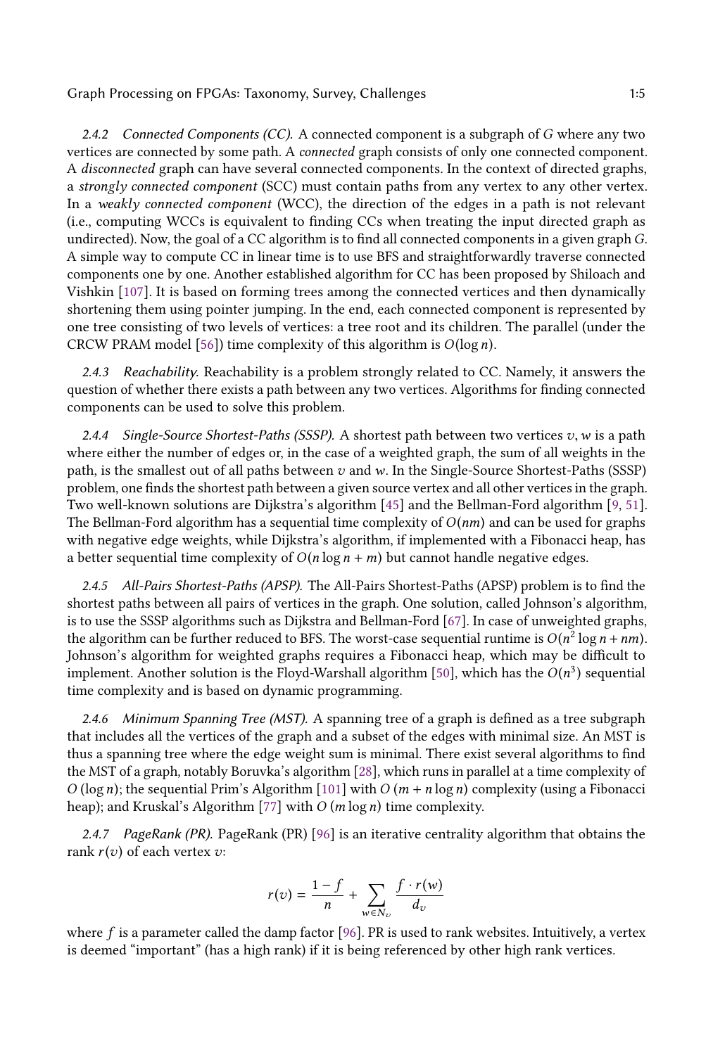#### 2.4.2 *Connected Components (CC).*

A connected component is a subgraph of $G$ where any two vertices are connected by some path. A *connected* graph consists of only one connected component. A *disconnected* graph can have several connected components. In the context of directed graphs, a *strongly connected component* (SCC) must contain paths from any vertex to any other vertex. In a *weakly connected component* (WCC), the direction of the edges in a path is not relevant (i.e., computing WCCs is equivalent to finding CCs when treating the input directed graph as undirected). Now, the goal of a CC algorithm is to find all connected components in a given graph $G$. A simple way to compute CC in linear time is to use BFS and straightforwardly traverse connected components one by one. Another established algorithm for CC has been proposed by Shiloach and Vishkin [107]. It is based on forming trees among the connected vertices and then dynamically shortening them using pointer jumping. In the end, each connected component is represented by one tree consisting of two levels of vertices: a tree root and its children. The parallel (under the CRCW PRAM model [56]) time complexity of this algorithm is $O(\log n)$.

#### 2.4.3 *Reachability.*

Reachability is a problem strongly related to CC. Namely, it answers the question of whether there exists a path between any two vertices. Algorithms for finding connected components can be used to solve this problem.

#### 2.4.4 *Single-Source Shortest-Paths (SSSP).*

A shortest path between two vertices $v, w$ is a path where either the number of edges or, in the case of a weighted graph, the sum of all weights in the path, is the smallest out of all paths between $v$ and $w$. In the Single-Source Shortest-Paths (SSSP) problem, one finds the shortest path between a given source vertex and all other vertices in the graph. Two well-known solutions are Dijkstra's algorithm [45] and the Bellman-Ford algorithm [9, 51]. The Bellman-Ford algorithm has a sequential time complexity of $O(nm)$ and can be used for graphs with negative edge weights, while Dijkstra's algorithm, if implemented with a Fibonacci heap, has a better sequential time complexity of $O(n \log n + m)$ but cannot handle negative edges.

#### 2.4.5 *All-Pairs Shortest-Paths (APSP).*

The All-Pairs Shortest-Paths (APSP) problem is to find the shortest paths between all pairs of vertices in the graph. One solution, called Johnson's algorithm, is to use the SSSP algorithms such as Dijkstra and Bellman-Ford [67]. In case of unweighted graphs, the algorithm can be further reduced to BFS. The worst-case sequential runtime is $O(n^2 \log n + nm)$. Johnson's algorithm for weighted graphs requires a Fibonacci heap, which may be difficult to implement. Another solution is the Floyd-Warshall algorithm [50], which has the $O(n^3)$ sequential time complexity and is based on dynamic programming.

#### 2.4.6 *Minimum Spanning Tree (MST).*

A spanning tree of a graph is defined as a tree subgraph that includes all the vertices of the graph and a subset of the edges with minimal size. An MST is thus a spanning tree where the edge weight sum is minimal. There exist several algorithms to find the MST of a graph, notably Boruvka's algorithm [28], which runs in parallel at a time complexity of $O(\log n)$; the sequential Prim's Algorithm [101] with $O(m + n \log n)$ complexity (using a Fibonacci heap); and Kruskal's Algorithm [77] with $O(m \log n)$ time complexity.

#### 2.4.7 *PageRank (PR).*

PageRank (PR) [96] is an iterative centrality algorithm that obtains the rank $r(v)$ of each vertex $v$:

$$r(v) = \frac{1 - f}{n} + \sum_{w \in N_v} \frac{f \cdot r(w)}{d_v}$$

where $f$ is a parameter called the damp factor [96]. PR is used to rank websites. Intuitively, a vertex is deemed "important" (has a high rank) if it is being referenced by other high rank vertices.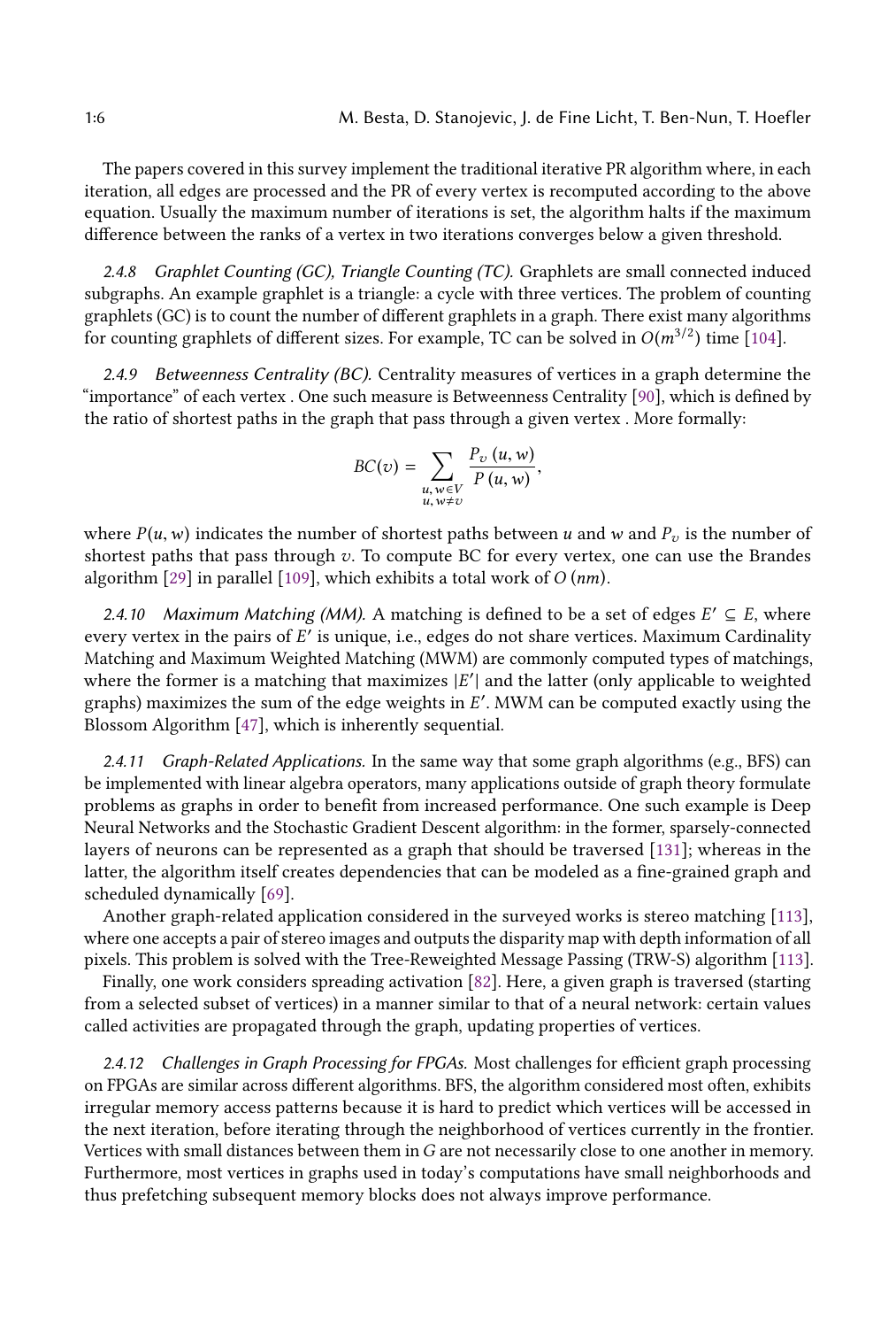The papers covered in this survey implement the traditional iterative PR algorithm where, in each iteration, all edges are processed and the PR of every vertex is recomputed according to the above equation. Usually the maximum number of iterations is set, the algorithm halts if the maximum difference between the ranks of a vertex in two iterations converges below a given threshold.

#### 2.4.8 *Graphlet Counting (GC), Triangle Counting (TC).*

Graphlets are small connected induced subgraphs. An example graphlet is a triangle: a cycle with three vertices. The problem of counting graphlets (GC) is to count the number of different graphlets in a graph. There exist many algorithms for counting graphlets of different sizes. For example, TC can be solved in $O(m^{3/2})$ time [104].

#### 2.4.9 *Betweenness Centrality (BC).*

Centrality measures of vertices in a graph determine the "importance" of each vertex . One such measure is Betweenness Centrality [90], which is defined by the ratio of shortest paths in the graph that pass through a given vertex . More formally:

$$BC(v) = \sum_{\substack{u,w \in V \\ u,w \neq v}} \frac{P_v\left(u,w\right)}{P\left(u,w\right)},$$

where $P(u,w)$ indicates the number of shortest paths between $u$ and $w$ and $P_v$ is the number of shortest paths that pass through $v$. To compute BC for every vertex, one can use the Brandes algorithm [29] in parallel [109], which exhibits a total work of $O\left(nm\right)$.

#### 2.4.10 *Maximum Matching (MM).*

A matching is defined to be a set of edges $E' \subseteq E$, where every vertex in the pairs of $E'$ is unique, i.e., edges do not share vertices. Maximum Cardinality Matching and Maximum Weighted Matching (MWM) are commonly computed types of matchings, where the former is a matching that maximizes $|E'|$ and the latter (only applicable to weighted graphs) maximizes the sum of the edge weights in $E'$. MWM can be computed exactly using the Blossom Algorithm [47], which is inherently sequential.

#### 2.4.11 *Graph-Related Applications.*

In the same way that some graph algorithms (e.g., BFS) can be implemented with linear algebra operators, many applications outside of graph theory formulate problems as graphs in order to benefit from increased performance. One such example is Deep Neural Networks and the Stochastic Gradient Descent algorithm: in the former, sparsely-connected layers of neurons can be represented as a graph that should be traversed [131]; whereas in the latter, the algorithm itself creates dependencies that can be modeled as a fine-grained graph and scheduled dynamically [69].

Another graph-related application considered in the surveyed works is stereo matching [113], where one accepts a pair of stereo images and outputs the disparity map with depth information of all pixels. This problem is solved with the Tree-Reweighted Message Passing (TRW-S) algorithm [113].

Finally, one work considers spreading activation [82]. Here, a given graph is traversed (starting from a selected subset of vertices) in a manner similar to that of a neural network: certain values called activities are propagated through the graph, updating properties of vertices.

#### 2.4.12 *Challenges in Graph Processing for FPGAs.*

Most challenges for efficient graph processing on FPGAs are similar across different algorithms. BFS, the algorithm considered most often, exhibits irregular memory access patterns because it is hard to predict which vertices will be accessed in the next iteration, before iterating through the neighborhood of vertices currently in the frontier. Vertices with small distances between them in $G$ are not necessarily close to one another in memory. Furthermore, most vertices in graphs used in today's computations have small neighborhoods and thus prefetching subsequent memory blocks does not always improve performance.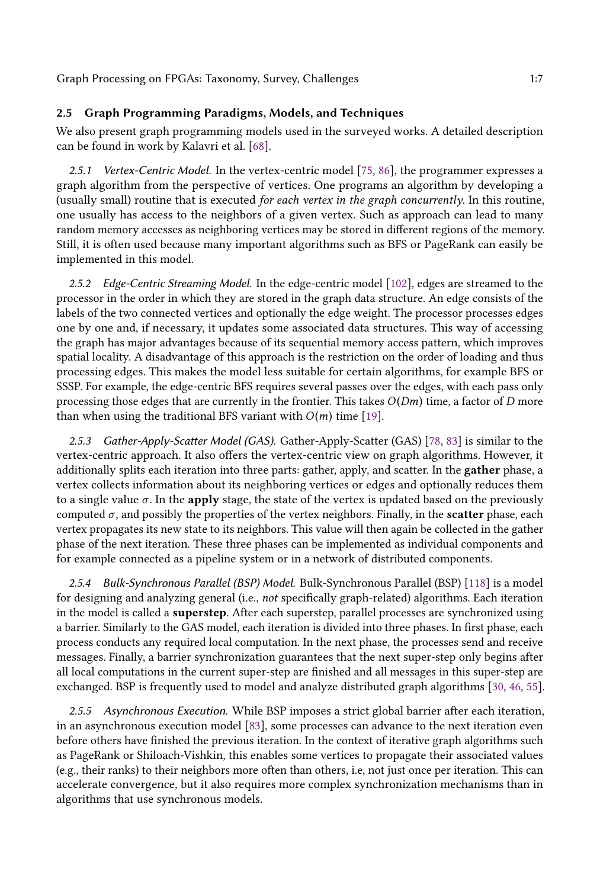### 2.5 Graph Programming Paradigms, Models, and Techniques

We also present graph programming models used in the surveyed works. A detailed description can be found in work by Kalavri et al. [68].

*2.5.1 Vertex-Centric Model.* In the vertex-centric model [75, 86], the programmer expresses a graph algorithm from the perspective of vertices. One programs an algorithm by developing a (usually small) routine that is executed *for each vertex in the graph concurrently*. In this routine, one usually has access to the neighbors of a given vertex. Such as approach can lead to many random memory accesses as neighboring vertices may be stored in different regions of the memory. Still, it is often used because many important algorithms such as BFS or PageRank can easily be implemented in this model.

*2.5.2 Edge-Centric Streaming Model.* In the edge-centric model [102], edges are streamed to the processor in the order in which they are stored in the graph data structure. An edge consists of the labels of the two connected vertices and optionally the edge weight. The processor processes edges one by one and, if necessary, it updates some associated data structures. This way of accessing the graph has major advantages because of its sequential memory access pattern, which improves spatial locality. A disadvantage of this approach is the restriction on the order of loading and thus processing edges. This makes the model less suitable for certain algorithms, for example BFS or SSSP. For example, the edge-centric BFS requires several passes over the edges, with each pass only processing those edges that are currently in the frontier. This takes $O(Dm)$ time, a factor of $D$ more than when using the traditional BFS variant with $O(m)$ time [19].

*2.5.3 Gather-Apply-Scatter Model (GAS).* Gather-Apply-Scatter (GAS) [78, 83] is similar to the vertex-centric approach. It also offers the vertex-centric view on graph algorithms. However, it additionally splits each iteration into three parts: gather, apply, and scatter. In the **gather** phase, a vertex collects information about its neighboring vertices or edges and optionally reduces them to a single value $\sigma$. In the **apply** stage, the state of the vertex is updated based on the previously computed $\sigma$, and possibly the properties of the vertex neighbors. Finally, in the **scatter** phase, each vertex propagates its new state to its neighbors. This value will then again be collected in the gather phase of the next iteration. These three phases can be implemented as individual components and for example connected as a pipeline system or in a network of distributed components.

*2.5.4 Bulk-Synchronous Parallel (BSP) Model.* Bulk-Synchronous Parallel (BSP) [118] is a model for designing and analyzing general (i.e., *not* specifically graph-related) algorithms. Each iteration in the model is called a **superstep**. After each superstep, parallel processes are synchronized using a barrier. Similarly to the GAS model, each iteration is divided into three phases. In first phase, each process conducts any required local computation. In the next phase, the processes send and receive messages. Finally, a barrier synchronization guarantees that the next super-step only begins after all local computations in the current super-step are finished and all messages in this super-step are exchanged. BSP is frequently used to model and analyze distributed graph algorithms [30, 46, 55].

*2.5.5 Asynchronous Execution.* While BSP imposes a strict global barrier after each iteration, in an asynchronous execution model [83], some processes can advance to the next iteration even before others have finished the previous iteration. In the context of iterative graph algorithms such as PageRank or Shiloach-Vishkin, this enables some vertices to propagate their associated values (e.g., their ranks) to their neighbors more often than others, i.e, not just once per iteration. This can accelerate convergence, but it also requires more complex synchronization mechanisms than in algorithms that use synchronous models.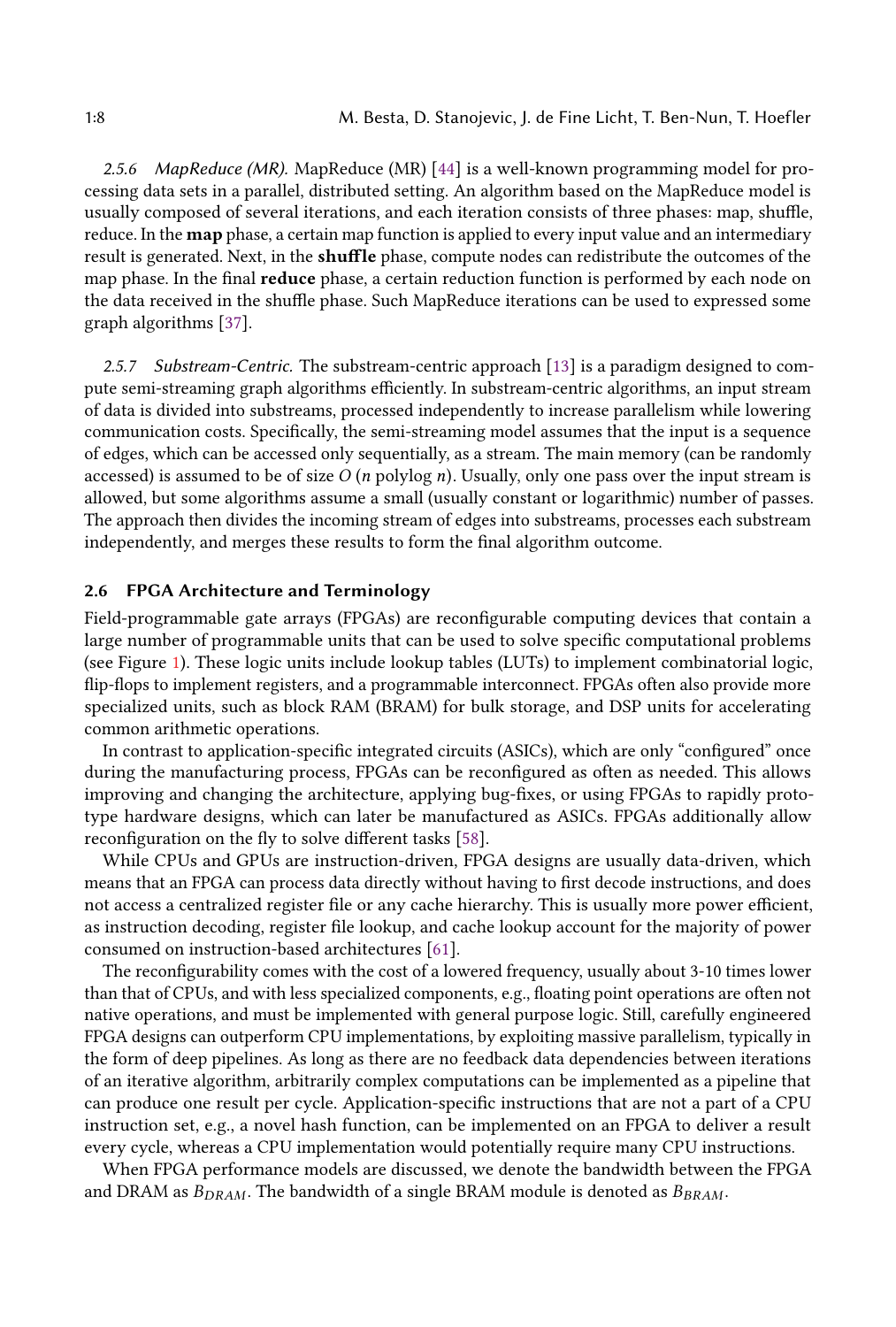*2.5.6 MapReduce (MR).* MapReduce (MR) [44] is a well-known programming model for processing data sets in a parallel, distributed setting. An algorithm based on the MapReduce model is usually composed of several iterations, and each iteration consists of three phases: map, shuffle, reduce. In the **map** phase, a certain map function is applied to every input value and an intermediary result is generated. Next, in the **shuffle** phase, compute nodes can redistribute the outcomes of the map phase. In the final **reduce** phase, a certain reduction function is performed by each node on the data received in the shuffle phase. Such MapReduce iterations can be used to expressed some graph algorithms [37].

*2.5.7 Substream-Centric.* The substream-centric approach [13] is a paradigm designed to compute semi-streaming graph algorithms efficiently. In substream-centric algorithms, an input stream of data is divided into substreams, processed independently to increase parallelism while lowering communication costs. Specifically, the semi-streaming model assumes that the input is a sequence of edges, which can be accessed only sequentially, as a stream. The main memory (can be randomly accessed) is assumed to be of size $O(n \text{ polylog } n)$. Usually, only one pass over the input stream is allowed, but some algorithms assume a small (usually constant or logarithmic) number of passes. The approach then divides the incoming stream of edges into substreams, processes each substream independently, and merges these results to form the final algorithm outcome.

### 2.6 FPGA Architecture and Terminology

Field-programmable gate arrays (FPGAs) are reconfigurable computing devices that contain a large number of programmable units that can be used to solve specific computational problems (see Figure 1). These logic units include lookup tables (LUTs) to implement combinatorial logic, flip-flops to implement registers, and a programmable interconnect. FPGAs often also provide more specialized units, such as block RAM (BRAM) for bulk storage, and DSP units for accelerating common arithmetic operations.

In contrast to application-specific integrated circuits (ASICs), which are only "configured" once during the manufacturing process, FPGAs can be reconfigured as often as needed. This allows improving and changing the architecture, applying bug-fixes, or using FPGAs to rapidly prototype hardware designs, which can later be manufactured as ASICs. FPGAs additionally allow reconfiguration on the fly to solve different tasks [58].

While CPUs and GPUs are instruction-driven, FPGA designs are usually data-driven, which means that an FPGA can process data directly without having to first decode instructions, and does not access a centralized register file or any cache hierarchy. This is usually more power efficient, as instruction decoding, register file lookup, and cache lookup account for the majority of power consumed on instruction-based architectures [61].

The reconfigurability comes with the cost of a lowered frequency, usually about 3-10 times lower than that of CPUs, and with less specialized components, e.g., floating point operations are often not native operations, and must be implemented with general purpose logic. Still, carefully engineered FPGA designs can outperform CPU implementations, by exploiting massive parallelism, typically in the form of deep pipelines. As long as there are no feedback data dependencies between iterations of an iterative algorithm, arbitrarily complex computations can be implemented as a pipeline that can produce one result per cycle. Application-specific instructions that are not a part of a CPU instruction set, e.g., a novel hash function, can be implemented on an FPGA to deliver a result every cycle, whereas a CPU implementation would potentially require many CPU instructions.

When FPGA performance models are discussed, we denote the bandwidth between the FPGA and DRAM as $B_{DRAM}$. The bandwidth of a single BRAM module is denoted as $B_{BRAM}$.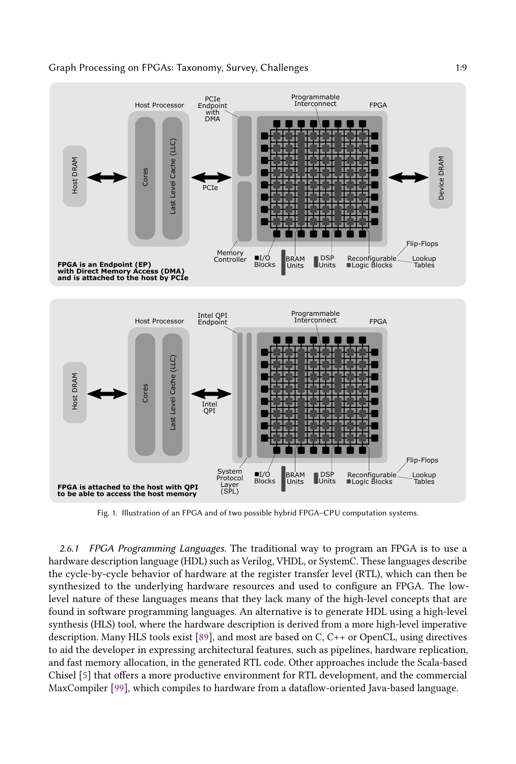Fig. 1. Illustration of an FPGA and of two possible hybrid FPGA–CPU computation systems.

*2.6.1 FPGA Programming Languages.* The traditional way to program an FPGA is to use a hardware description language (HDL) such as Verilog, VHDL, or SystemC. These languages describe the cycle-by-cycle behavior of hardware at the register transfer level (RTL), which can then be synthesized to the underlying hardware resources and used to configure an FPGA. The low-level nature of these languages means that they lack many of the high-level concepts that are found in software programming languages. An alternative is to generate HDL using a high-level synthesis (HLS) tool, where the hardware description is derived from a more high-level imperative description. Many HLS tools exist [89], and most are based on C, C++ or OpenCL, using directives to aid the developer in expressing architectural features, such as pipelines, hardware replication, and fast memory allocation, in the generated RTL code. Other approaches include the Scala-based Chisel [5] that offers a more productive environment for RTL development, and the commercial MaxCompiler [99], which compiles to hardware from a dataflow-oriented Java-based language.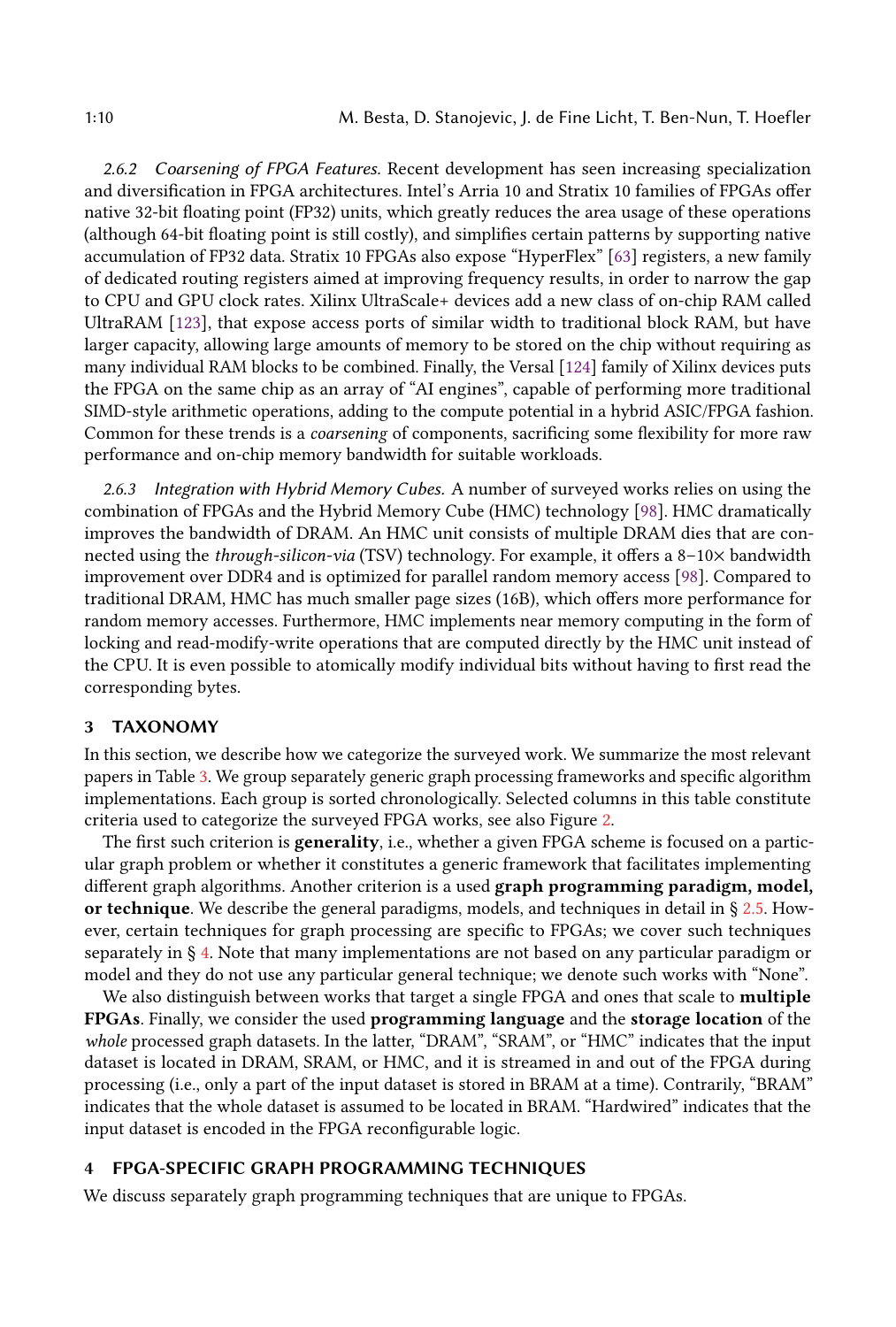#### 2.6.2 Coarsening of FPGA Features.

Recent development has seen increasing specialization and diversification in FPGA architectures. Intel's Arria 10 and Stratix 10 families of FPGAs offer native 32-bit floating point (FP32) units, which greatly reduces the area usage of these operations (although 64-bit floating point is still costly), and simplifies certain patterns by supporting native accumulation of FP32 data. Stratix 10 FPGAs also expose "HyperFlex" [63] registers, a new family of dedicated routing registers aimed at improving frequency results, in order to narrow the gap to CPU and GPU clock rates. Xilinx UltraScale+ devices add a new class of on-chip RAM called UltraRAM [123], that expose access ports of similar width to traditional block RAM, but have larger capacity, allowing large amounts of memory to be stored on the chip without requiring as many individual RAM blocks to be combined. Finally, the Versal [124] family of Xilinx devices puts the FPGA on the same chip as an array of "AI engines", capable of performing more traditional SIMD-style arithmetic operations, adding to the compute potential in a hybrid ASIC/FPGA fashion. Common for these trends is a *coarsening* of components, sacrificing some flexibility for more raw performance and on-chip memory bandwidth for suitable workloads.

#### 2.6.3 Integration with Hybrid Memory Cubes.

A number of surveyed works relies on using the combination of FPGAs and the Hybrid Memory Cube (HMC) technology [98]. HMC dramatically improves the bandwidth of DRAM. An HMC unit consists of multiple DRAM dies that are connected using the *through-silicon-via* (TSV) technology. For example, it offers a 8–10× bandwidth improvement over DDR4 and is optimized for parallel random memory access [98]. Compared to traditional DRAM, HMC has much smaller page sizes (16B), which offers more performance for random memory accesses. Furthermore, HMC implements near memory computing in the form of locking and read-modify-write operations that are computed directly by the HMC unit instead of the CPU. It is even possible to atomically modify individual bits without having to first read the corresponding bytes.

## 3 TAXONOMY

In this section, we describe how we categorize the surveyed work. We summarize the most relevant papers in Table 3. We group separately generic graph processing frameworks and specific algorithm implementations. Each group is sorted chronologically. Selected columns in this table constitute criteria used to categorize the surveyed FPGA works, see also Figure 2.

The first such criterion is **generality**, i.e., whether a given FPGA scheme is focused on a particular graph problem or whether it constitutes a generic framework that facilitates implementing different graph algorithms. Another criterion is a used **graph programming paradigm, model, or technique**. We describe the general paradigms, models, and techniques in detail in § 2.5. However, certain techniques for graph processing are specific to FPGAs; we cover such techniques separately in § 4. Note that many implementations are not based on any particular paradigm or model and they do not use any particular general technique; we denote such works with "None".

We also distinguish between works that target a single FPGA and ones that scale to **multiple FPGAs**. Finally, we consider the used **programming language** and the **storage location** of the *whole* processed graph datasets. In the latter, "DRAM", "SRAM", or "HMC" indicates that the input dataset is located in DRAM, SRAM, or HMC, and it is streamed in and out of the FPGA during processing (i.e., only a part of the input dataset is stored in BRAM at a time). Contrarily, "BRAM" indicates that the whole dataset is assumed to be located in BRAM. "Hardwired" indicates that the input dataset is encoded in the FPGA reconfigurable logic.

## 4 FPGA-SPECIFIC GRAPH PROGRAMMING TECHNIQUES

We discuss separately graph programming techniques that are unique to FPGAs.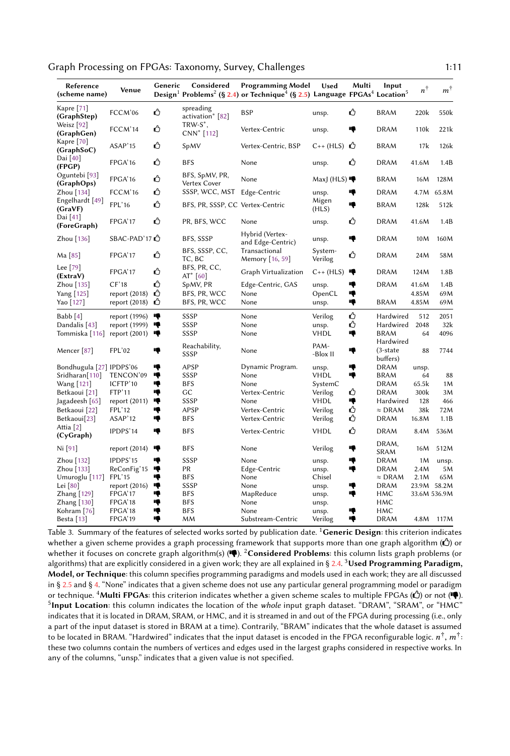| Reference (scheme name) | Venue | Generic Design[1] | Considered Problems[2] (§ 2.4) | Programming Model or Technique[4] (§ 2.5) | Used Language | Multi FPGAs[4] | Input Location[5] | $n^{\dagger}$ | $m^{\dagger}$ |
|---|---|---|---|---|---|---|---|---|---|
| Kapre [71] **(GraphStep)** | FCCM'06 | 👍 | spreading activation* [82] | BSP | unsp. | 👍 | BRAM | 220k | 550k |
| Weisz [92] **(GraphGen)** | FCCM'14 | 👍 | TRW-S*, CNN* [112] | Vertex-Centric | unsp. | 👎 | DRAM | 110k | 221k |
| Kapre [70] **(GraphSoC)** | ASAP'15 | 👍 | SpMV | Vertex-Centric, BSP | C++ (HLS) | 👍 | BRAM | 17k | 126k |
| Dai [40] **(FPGP)** | FPGA'16 | 👍 | BFS | None | unsp. | 👍 | DRAM | 41.6M | 1.4B |
| Oguntebi [93] **(GraphOps)** | FPGA'16 | 👍 | BFS, SpMV, PR, Vertex Cover | None | MaxJ (HLS) | 👎 | BRAM | 16M | 128M |
| Zhou [134] | FCCM'16 | 👍 | SSSP, WCC, MST | Edge-Centric | unsp. | 👎 | DRAM | 4.7M | 65.8M |
| Engelhardt [49] **(GraVF)** | FPL'16 | 👍 | BFS, PR, SSSP, CC | Vertex-Centric | Migen (HLS) | 👎 | BRAM | 128k | 512k |
| Dai [41] **(ForeGraph)** | FPGA'17 | 👍 | PR, BFS, WCC | None | unsp. | 👍 | DRAM | 41.6M | 1.4B |
| Zhou [136] | SBAC-PAD'17 | 👍 | BFS, SSSP | Hybrid (Vertex- and Edge-Centric) | unsp. | 👎 | DRAM | 10M | 160M |
| Ma [85] | FPGA'17 | 👍 | BFS, SSSP, CC, TC, BC | Transactional Memory [16, 59] | System-Verilog | 👍 | DRAM | 24M | 58M |
| Lee [79] **(ExtraV)** | FPGA'17 | 👍 | BFS, PR, CC, AT* [60] | Graph Virtualization | C++ (HLS) | 👎 | DRAM | 124M | 1.8B |
| Zhou [135] | CF'18 | 👍 | SpMV, PR | Edge-Centric, GAS | unsp. | 👎 | DRAM | 41.6M | 1.4B |
| Yang [125] | report (2018) | 👍 | BFS, PR, WCC | None | OpenCL | 👎 | | 4.85M | 69M |
| Yao [127] | report (2018) | 👍 | BFS, PR, WCC | None | unsp. | 👎 | BRAM | 4.85M | 69M |
| Babb [4] | report (1996) | 👎 | SSSP | None | Verilog | 👍 | Hardwired | 512 | 2051 |
| Dandalis [43] | report (1999) | 👎 | SSSP | None | unsp. | 👍 | Hardwired | 2048 | 32k |
| Tommiska [116] | report (2001) | 👎 | SSSP | None | VHDL | 👎 | BRAM | 64 | 4096 |
| Mencer [87] | FPL'02 | 👎 | Reachability, SSSP | None | PAM-Blox II | 👎 | Hardwired (3-state buffers) | 88 | 7744 |
| Bondhugula [27] | IPDPS'06 | 👎 | APSP | Dynamic Program. | unsp. | 👎 | DRAM | unsp. | |
| Sridharan[110] | TENCON'09 | 👎 | SSSP | None | VHDL | 👎 | BRAM | 64 | 88 |
| Wang [121] | ICFTP'10 | 👎 | BFS | None | SystemC | | DRAM | 65.5k | 1M |
| Betkaoui [21] | FTP'11 | 👎 | GC | Vertex-Centric | Verilog | 👍 | DRAM | 300k | 3M |
| Jagadeesh [65] | report (2011) | 👎 | SSSP | None | VHDL | 👎 | Hardwired | 128 | 466 |
| Betkaoui [22] | FPL'12 | 👎 | APSP | Vertex-Centric | Verilog | 👍 | ≈ DRAM | 38k | 72M |
| Betkaoui[23] | ASAP'12 | 👎 | BFS | Vertex-Centric | Verilog | 👍 | DRAM | 16.8M | 1.1B |
| Attia [2] **(CyGraph)** | IPDPS'14 | 👎 | BFS | Vertex-Centric | VHDL | 👍 | DRAM | 8.4M | 536M |
| Ni [91] | report (2014) | 👎 | BFS | None | Verilog | 👎 | DRAM, SRAM | 16M | 512M |
| Zhou [132] | IPDPS'15 | 👎 | SSSP | None | unsp. | 👎 | DRAM | 1M | unsp. |
| Zhou [133] | ReConFig'15 | 👎 | PR | Edge-Centric | unsp. | 👎 | DRAM | 2.4M | 5M |
| Umuroglu [117] | FPL'15 | 👎 | BFS | None | Chisel | | ≈ DRAM | 2.1M | 65M |
| Lei [80] | report (2016) | 👎 | SSSP | None | unsp. | 👎 | DRAM | 23.9M | 58.2M |
| Zhang [129] | FPGA'17 | 👎 | BFS | MapReduce | unsp. | 👎 | HMC | 33.6M | 536.9M |
| Zhang [130] | FPGA'18 | 👎 | BFS | None | unsp. | | HMC | | |
| Kohram [76] | FPGA'18 | 👎 | BFS | None | unsp. | 👎 | HMC | | |
| Besta [13] | FPGA'19 | 👎 | MM | Substream-Centric | Verilog | 👎 | DRAM | 4.8M | 117M |

Table 3. Summary of the features of selected works sorted by publication date. [1]**Generic Design**: this criterion indicates whether a given scheme provides a graph processing framework that supports more than one graph algorithm (👍) or whether it focuses on concrete graph algorithm(s) (👎). [2]**Considered Problems**: this column lists graph problems (or algorithms) that are explicitly considered in a given work; they are all explained in § 2.4. [3]**Used Programming Paradigm, Model, or Technique**: this column specifies programming paradigms and models used in each work; they are all discussed in § 2.5 and § 4. "None" indicates that a given scheme does not use any particular general programming model or paradigm or technique. [4]**Multi FPGAs**: this criterion indicates whether a given scheme scales to multiple FPGAs (👍) or not (👎). [5]**Input Location**: this column indicates the location of the *whole* input graph dataset. "DRAM", "SRAM", or "HMC" indicates that it is located in DRAM, SRAM, or HMC, and it is streamed in and out of the FPGA during processing (i.e., only a part of the input dataset is stored in BRAM at a time). Contrarily, "BRAM" indicates that the whole dataset is assumed to be located in BRAM. "Hardwired" indicates that the input dataset is encoded in the FPGA reconfigurable logic. $n^{\dagger}$, $m^{\dagger}$: these two columns contain the numbers of vertices and edges used in the largest graphs considered in respective works. In any of the columns, "unsp." indicates that a given value is not specified.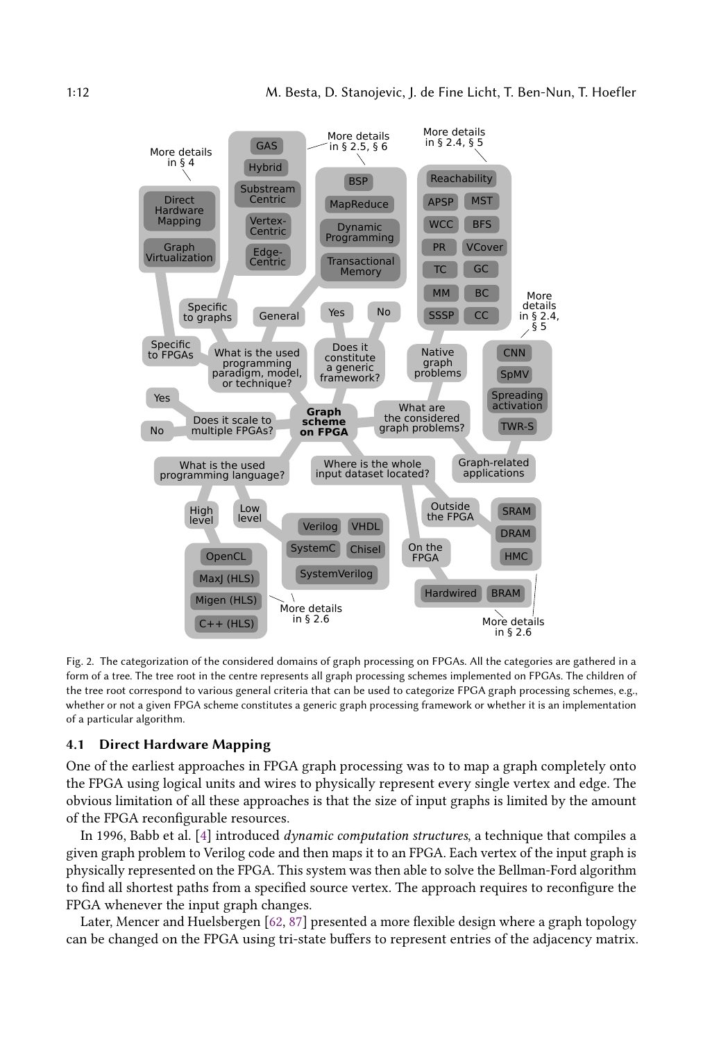Fig. 2. The categorization of the considered domains of graph processing on FPGAs. All the categories are gathered in a form of a tree. The tree root in the centre represents all graph processing schemes implemented on FPGAs. The children of the tree root correspond to various general criteria that can be used to categorize FPGA graph processing schemes, e.g., whether or not a given FPGA scheme constitutes a generic graph processing framework or whether it is an implementation of a particular algorithm.

### 4.1 Direct Hardware Mapping

One of the earliest approaches in FPGA graph processing was to to map a graph completely onto the FPGA using logical units and wires to physically represent every single vertex and edge. The obvious limitation of all these approaches is that the size of input graphs is limited by the amount of the FPGA reconfigurable resources.

In 1996, Babb et al. [4] introduced *dynamic computation structures*, a technique that compiles a given graph problem to Verilog code and then maps it to an FPGA. Each vertex of the input graph is physically represented on the FPGA. This system was then able to solve the Bellman-Ford algorithm to find all shortest paths from a specified source vertex. The approach requires to reconfigure the FPGA whenever the input graph changes.

Later, Mencer and Huelsbergen [62, 87] presented a more flexible design where a graph topology can be changed on the FPGA using tri-state buffers to represent entries of the adjacency matrix.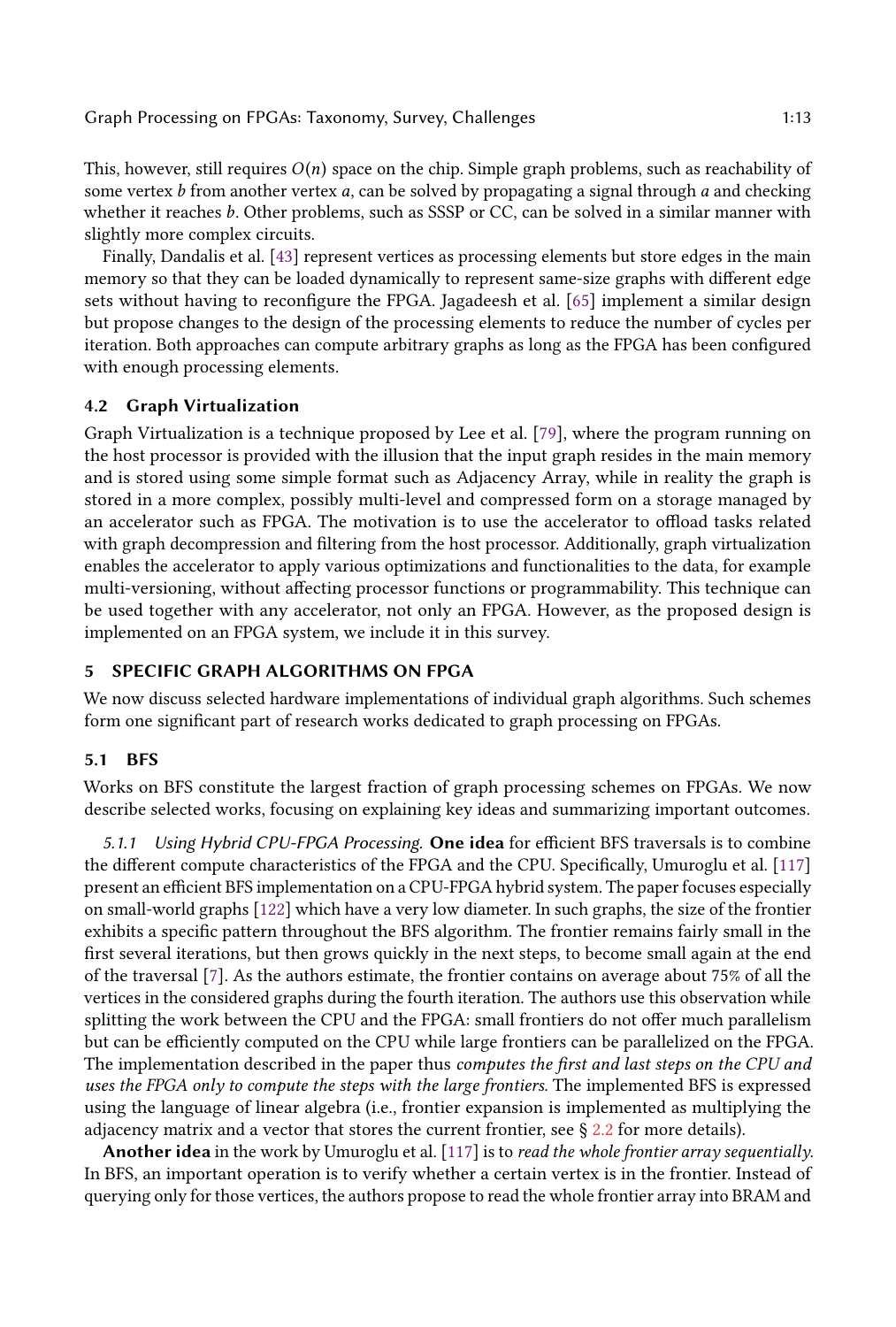This, however, still requires $O(n)$ space on the chip. Simple graph problems, such as reachability of some vertex $b$ from another vertex $a$, can be solved by propagating a signal through $a$ and checking whether it reaches $b$. Other problems, such as SSSP or CC, can be solved in a similar manner with slightly more complex circuits.

Finally, Dandalis et al. [43] represent vertices as processing elements but store edges in the main memory so that they can be loaded dynamically to represent same-size graphs with different edge sets without having to reconfigure the FPGA. Jagadeesh et al. [65] implement a similar design but propose changes to the design of the processing elements to reduce the number of cycles per iteration. Both approaches can compute arbitrary graphs as long as the FPGA has been configured with enough processing elements.

### 4.2 Graph Virtualization

Graph Virtualization is a technique proposed by Lee et al. [79], where the program running on the host processor is provided with the illusion that the input graph resides in the main memory and is stored using some simple format such as Adjacency Array, while in reality the graph is stored in a more complex, possibly multi-level and compressed form on a storage managed by an accelerator such as FPGA. The motivation is to use the accelerator to offload tasks related with graph decompression and filtering from the host processor. Additionally, graph virtualization enables the accelerator to apply various optimizations and functionalities to the data, for example multi-versioning, without affecting processor functions or programmability. This technique can be used together with any accelerator, not only an FPGA. However, as the proposed design is implemented on an FPGA system, we include it in this survey.

## 5 SPECIFIC GRAPH ALGORITHMS ON FPGA

We now discuss selected hardware implementations of individual graph algorithms. Such schemes form one significant part of research works dedicated to graph processing on FPGAs.

### 5.1 BFS

Works on BFS constitute the largest fraction of graph processing schemes on FPGAs. We now describe selected works, focusing on explaining key ideas and summarizing important outcomes.

*5.1.1 Using Hybrid CPU-FPGA Processing.* **One idea** for efficient BFS traversals is to combine the different compute characteristics of the FPGA and the CPU. Specifically, Umuroglu et al. [117] present an efficient BFS implementation on a CPU-FPGA hybrid system. The paper focuses especially on small-world graphs [122] which have a very low diameter. In such graphs, the size of the frontier exhibits a specific pattern throughout the BFS algorithm. The frontier remains fairly small in the first several iterations, but then grows quickly in the next steps, to become small again at the end of the traversal [7]. As the authors estimate, the frontier contains on average about 75% of all the vertices in the considered graphs during the fourth iteration. The authors use this observation while splitting the work between the CPU and the FPGA: small frontiers do not offer much parallelism but can be efficiently computed on the CPU while large frontiers can be parallelized on the FPGA. The implementation described in the paper thus *computes the first and last steps on the CPU and uses the FPGA only to compute the steps with the large frontiers*. The implemented BFS is expressed using the language of linear algebra (i.e., frontier expansion is implemented as multiplying the adjacency matrix and a vector that stores the current frontier, see § 2.2 for more details).

**Another idea** in the work by Umuroglu et al. [117] is to *read the whole frontier array sequentially.* In BFS, an important operation is to verify whether a certain vertex is in the frontier. Instead of querying only for those vertices, the authors propose to read the whole frontier array into BRAM and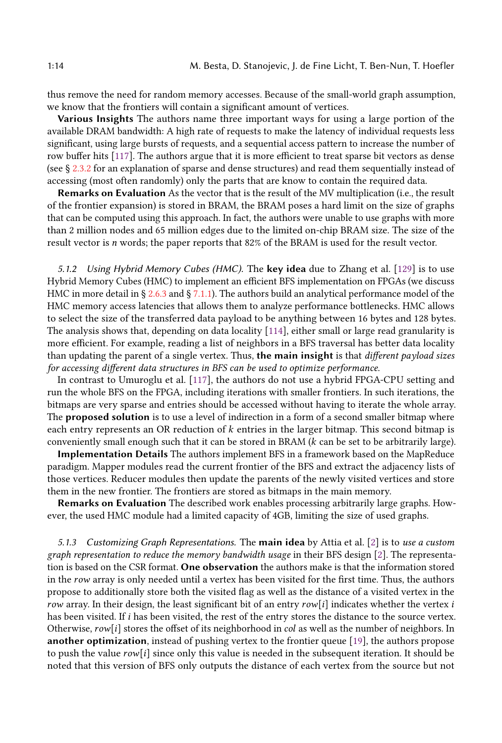thus remove the need for random memory accesses. Because of the small-world graph assumption, we know that the frontiers will contain a significant amount of vertices.

**Various Insights** The authors name three important ways for using a large portion of the available DRAM bandwidth: A high rate of requests to make the latency of individual requests less significant, using large bursts of requests, and a sequential access pattern to increase the number of row buffer hits [117]. The authors argue that it is more efficient to treat sparse bit vectors as dense (see § 2.3.2 for an explanation of sparse and dense structures) and read them sequentially instead of accessing (most often randomly) only the parts that are know to contain the required data.

**Remarks on Evaluation** As the vector that is the result of the MV multiplication (i.e., the result of the frontier expansion) is stored in BRAM, the BRAM poses a hard limit on the size of graphs that can be computed using this approach. In fact, the authors were unable to use graphs with more than 2 million nodes and 65 million edges due to the limited on-chip BRAM size. The size of the result vector is $n$ words; the paper reports that 82% of the BRAM is used for the result vector.

*5.1.2 Using Hybrid Memory Cubes (HMC).* The **key idea** due to Zhang et al. [129] is to use Hybrid Memory Cubes (HMC) to implement an efficient BFS implementation on FPGAs (we discuss HMC in more detail in § 2.6.3 and § 7.1.1). The authors build an analytical performance model of the HMC memory access latencies that allows them to analyze performance bottlenecks. HMC allows to select the size of the transferred data payload to be anything between 16 bytes and 128 bytes. The analysis shows that, depending on data locality [114], either small or large read granularity is more efficient. For example, reading a list of neighbors in a BFS traversal has better data locality than updating the parent of a single vertex. Thus, **the main insight** is that *different payload sizes for accessing different data structures in BFS can be used to optimize performance.*

In contrast to Umuroglu et al. [117], the authors do not use a hybrid FPGA-CPU setting and run the whole BFS on the FPGA, including iterations with smaller frontiers. In such iterations, the bitmaps are very sparse and entries should be accessed without having to iterate the whole array. The **proposed solution** is to use a level of indirection in a form of a second smaller bitmap where each entry represents an OR reduction of $k$ entries in the larger bitmap. This second bitmap is conveniently small enough such that it can be stored in BRAM ($k$ can be set to be arbitrarily large).

**Implementation Details** The authors implement BFS in a framework based on the MapReduce paradigm. Mapper modules read the current frontier of the BFS and extract the adjacency lists of those vertices. Reducer modules then update the parents of the newly visited vertices and store them in the new frontier. The frontiers are stored as bitmaps in the main memory.

**Remarks on Evaluation** The described work enables processing arbitrarily large graphs. However, the used HMC module had a limited capacity of 4GB, limiting the size of used graphs.

*5.1.3 Customizing Graph Representations.* The **main idea** by Attia et al. [2] is to *use a custom graph representation to reduce the memory bandwidth usage* in their BFS design [2]. The representation is based on the CSR format. **One observation** the authors make is that the information stored in the *row* array is only needed until a vertex has been visited for the first time. Thus, the authors propose to additionally store both the visited flag as well as the distance of a visited vertex in the *row* array. In their design, the least significant bit of an entry $row[i]$ indicates whether the vertex $i$ has been visited. If $i$ has been visited, the rest of the entry stores the distance to the source vertex. Otherwise, $row[i]$ stores the offset of its neighborhood in *col* as well as the number of neighbors. In **another optimization**, instead of pushing vertex to the frontier queue [19], the authors propose to push the value $row[i]$ since only this value is needed in the subsequent iteration. It should be noted that this version of BFS only outputs the distance of each vertex from the source but not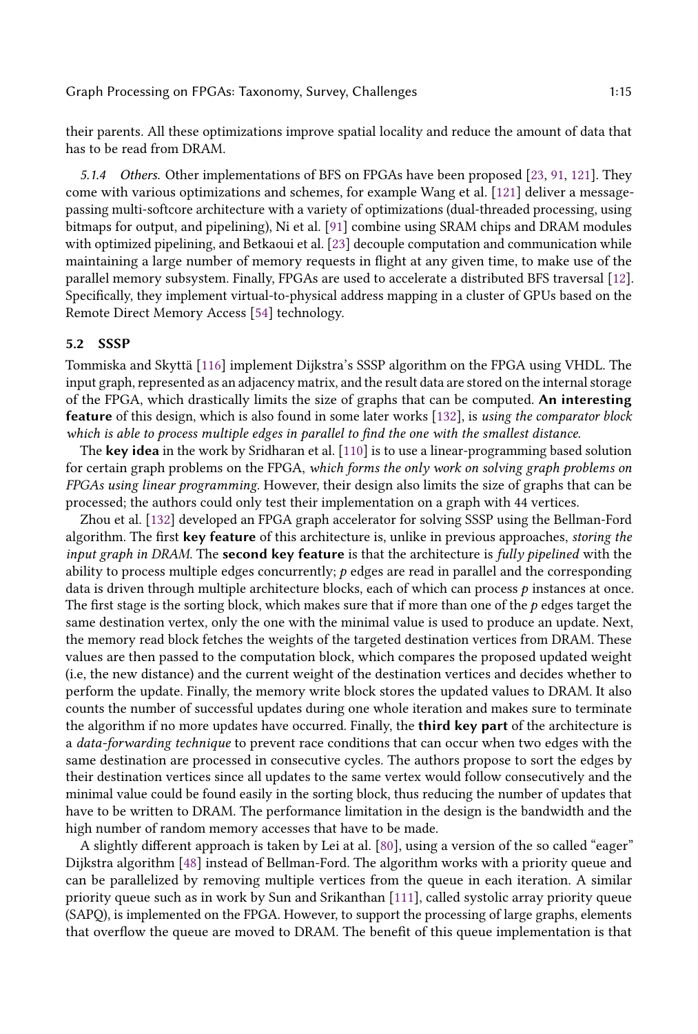their parents. All these optimizations improve spatial locality and reduce the amount of data that has to be read from DRAM.

#### 5.1.4 Others.

Other implementations of BFS on FPGAs have been proposed [23, 91, 121]. They come with various optimizations and schemes, for example Wang et al. [121] deliver a message-passing multi-softcore architecture with a variety of optimizations (dual-threaded processing, using bitmaps for output, and pipelining), Ni et al. [91] combine using SRAM chips and DRAM modules with optimized pipelining, and Betkaoui et al. [23] decouple computation and communication while maintaining a large number of memory requests in flight at any given time, to make use of the parallel memory subsystem. Finally, FPGAs are used to accelerate a distributed BFS traversal [12]. Specifically, they implement virtual-to-physical address mapping in a cluster of GPUs based on the Remote Direct Memory Access [54] technology.

### 5.2 SSSP

Tommiska and Skyttä [116] implement Dijkstra's SSSP algorithm on the FPGA using VHDL. The input graph, represented as an adjacency matrix, and the result data are stored on the internal storage of the FPGA, which drastically limits the size of graphs that can be computed. **An interesting feature** of this design, which is also found in some later works [132], is *using the comparator block which is able to process multiple edges in parallel to find the one with the smallest distance*.

The **key idea** in the work by Sridharan et al. [110] is to use a linear-programming based solution for certain graph problems on the FPGA, *which forms the only work on solving graph problems on FPGAs using linear programming*. However, their design also limits the size of graphs that can be processed; the authors could only test their implementation on a graph with 44 vertices.

Zhou et al. [132] developed an FPGA graph accelerator for solving SSSP using the Bellman-Ford algorithm. The first **key feature** of this architecture is, unlike in previous approaches, *storing the input graph in DRAM*. The **second key feature** is that the architecture is *fully pipelined* with the ability to process multiple edges concurrently; $p$ edges are read in parallel and the corresponding data is driven through multiple architecture blocks, each of which can process $p$ instances at once. The first stage is the sorting block, which makes sure that if more than one of the $p$ edges target the same destination vertex, only the one with the minimal value is used to produce an update. Next, the memory read block fetches the weights of the targeted destination vertices from DRAM. These values are then passed to the computation block, which compares the proposed updated weight (i.e, the new distance) and the current weight of the destination vertices and decides whether to perform the update. Finally, the memory write block stores the updated values to DRAM. It also counts the number of successful updates during one whole iteration and makes sure to terminate the algorithm if no more updates have occurred. Finally, the **third key part** of the architecture is a *data-forwarding technique* to prevent race conditions that can occur when two edges with the same destination are processed in consecutive cycles. The authors propose to sort the edges by their destination vertices since all updates to the same vertex would follow consecutively and the minimal value could be found easily in the sorting block, thus reducing the number of updates that have to be written to DRAM. The performance limitation in the design is the bandwidth and the high number of random memory accesses that have to be made.

A slightly different approach is taken by Lei at al. [80], using a version of the so called "eager" Dijkstra algorithm [48] instead of Bellman-Ford. The algorithm works with a priority queue and can be parallelized by removing multiple vertices from the queue in each iteration. A similar priority queue such as in work by Sun and Srikanthan [111], called systolic array priority queue (SAPQ), is implemented on the FPGA. However, to support the processing of large graphs, elements that overflow the queue are moved to DRAM. The benefit of this queue implementation is that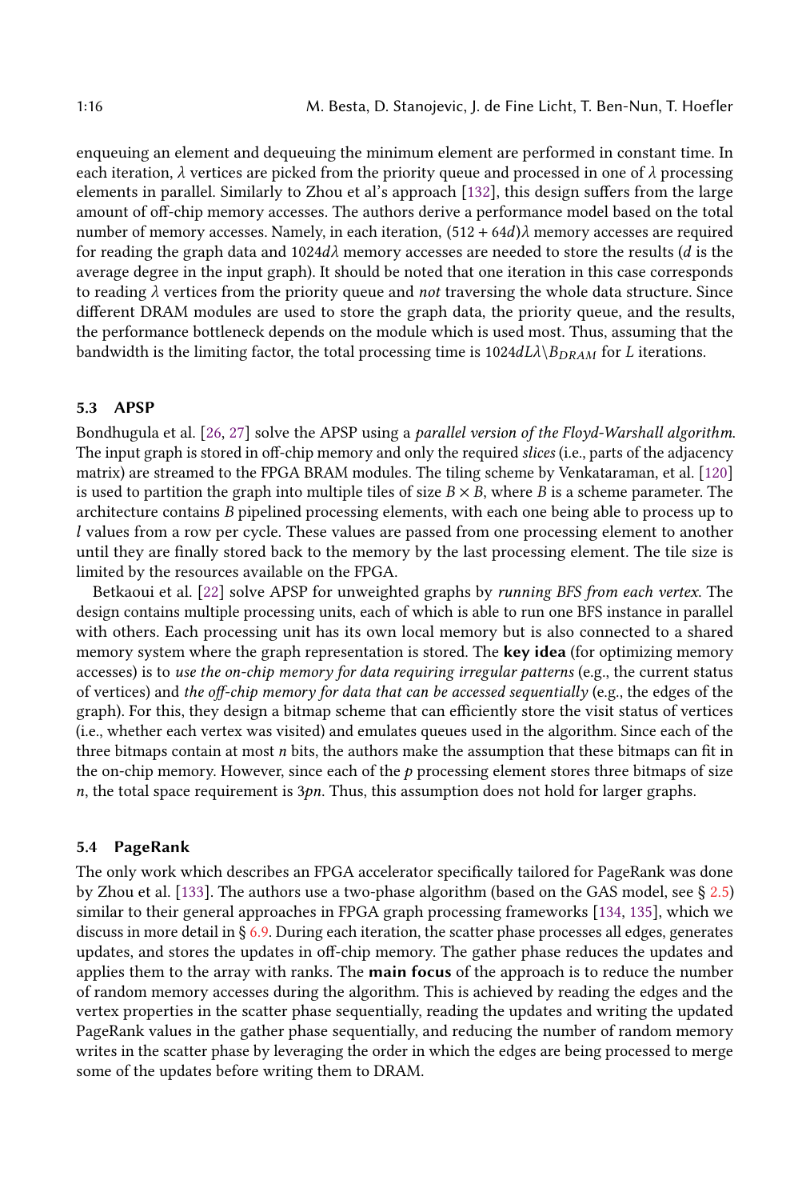enqueuing an element and dequeuing the minimum element are performed in constant time. In each iteration, $\lambda$ vertices are picked from the priority queue and processed in one of $\lambda$ processing elements in parallel. Similarly to Zhou et al's approach [132], this design suffers from the large amount of off-chip memory accesses. The authors derive a performance model based on the total number of memory accesses. Namely, in each iteration, $(512 + 64d)\lambda$ memory accesses are required for reading the graph data and $1024d\lambda$ memory accesses are needed to store the results ($d$ is the average degree in the input graph). It should be noted that one iteration in this case corresponds to reading $\lambda$ vertices from the priority queue and *not* traversing the whole data structure. Since different DRAM modules are used to store the graph data, the priority queue, and the results, the performance bottleneck depends on the module which is used most. Thus, assuming that the bandwidth is the limiting factor, the total processing time is $1024dL\lambda \backslash B_{DRAM}$ for $L$ iterations.

### 5.3 APSP

Bondhugula et al. [26, 27] solve the APSP using a *parallel version of the Floyd-Warshall algorithm*. The input graph is stored in off-chip memory and only the required *slices* (i.e., parts of the adjacency matrix) are streamed to the FPGA BRAM modules. The tiling scheme by Venkataraman, et al. [120] is used to partition the graph into multiple tiles of size $B \times B$, where $B$ is a scheme parameter. The architecture contains $B$ pipelined processing elements, with each one being able to process up to $l$ values from a row per cycle. These values are passed from one processing element to another until they are finally stored back to the memory by the last processing element. The tile size is limited by the resources available on the FPGA.

Betkaoui et al. [22] solve APSP for unweighted graphs by *running BFS from each vertex*. The design contains multiple processing units, each of which is able to run one BFS instance in parallel with others. Each processing unit has its own local memory but is also connected to a shared memory system where the graph representation is stored. The **key idea** (for optimizing memory accesses) is to *use the on-chip memory for data requiring irregular patterns* (e.g., the current status of vertices) and *the off-chip memory for data that can be accessed sequentially* (e.g., the edges of the graph). For this, they design a bitmap scheme that can efficiently store the visit status of vertices (i.e., whether each vertex was visited) and emulates queues used in the algorithm. Since each of the three bitmaps contain at most $n$ bits, the authors make the assumption that these bitmaps can fit in the on-chip memory. However, since each of the $p$ processing element stores three bitmaps of size $n$, the total space requirement is $3pn$. Thus, this assumption does not hold for larger graphs.

### 5.4 PageRank

The only work which describes an FPGA accelerator specifically tailored for PageRank was done by Zhou et al. [133]. The authors use a two-phase algorithm (based on the GAS model, see § 2.5) similar to their general approaches in FPGA graph processing frameworks [134, 135], which we discuss in more detail in § 6.9. During each iteration, the scatter phase processes all edges, generates updates, and stores the updates in off-chip memory. The gather phase reduces the updates and applies them to the array with ranks. The **main focus** of the approach is to reduce the number of random memory accesses during the algorithm. This is achieved by reading the edges and the vertex properties in the scatter phase sequentially, reading the updates and writing the updated PageRank values in the gather phase sequentially, and reducing the number of random memory writes in the scatter phase by leveraging the order in which the edges are being processed to merge some of the updates before writing them to DRAM.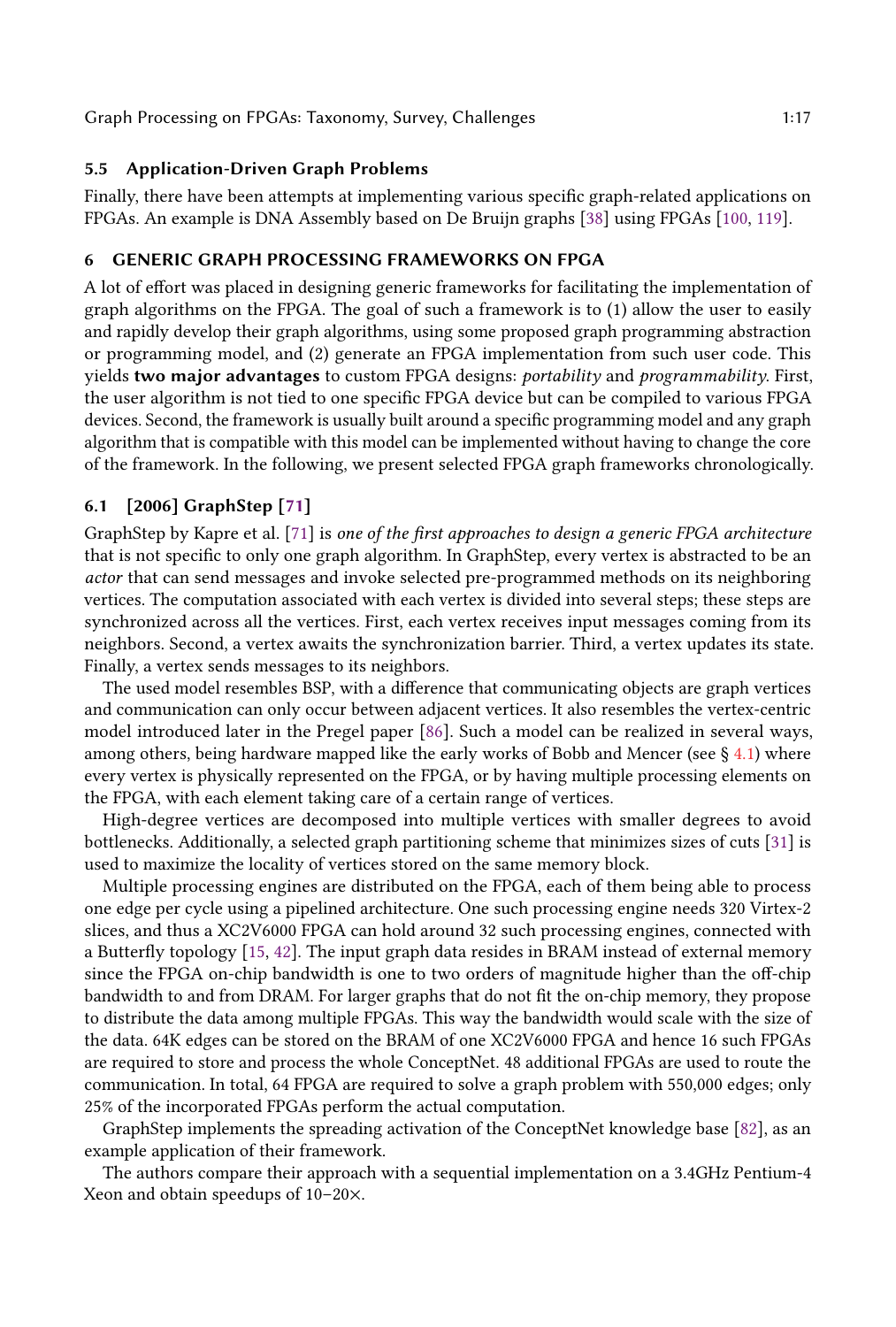### 5.5 Application-Driven Graph Problems

Finally, there have been attempts at implementing various specific graph-related applications on FPGAs. An example is DNA Assembly based on De Bruijn graphs [38] using FPGAs [100, 119].

## 6 GENERIC GRAPH PROCESSING FRAMEWORKS ON FPGA

A lot of effort was placed in designing generic frameworks for facilitating the implementation of graph algorithms on the FPGA. The goal of such a framework is to (1) allow the user to easily and rapidly develop their graph algorithms, using some proposed graph programming abstraction or programming model, and (2) generate an FPGA implementation from such user code. This yields **two major advantages** to custom FPGA designs: *portability* and *programmability*. First, the user algorithm is not tied to one specific FPGA device but can be compiled to various FPGA devices. Second, the framework is usually built around a specific programming model and any graph algorithm that is compatible with this model can be implemented without having to change the core of the framework. In the following, we present selected FPGA graph frameworks chronologically.

### 6.1 [2006] GraphStep [71]

GraphStep by Kapre et al. [71] is *one of the first approaches to design a generic FPGA architecture* that is not specific to only one graph algorithm. In GraphStep, every vertex is abstracted to be an *actor* that can send messages and invoke selected pre-programmed methods on its neighboring vertices. The computation associated with each vertex is divided into several steps; these steps are synchronized across all the vertices. First, each vertex receives input messages coming from its neighbors. Second, a vertex awaits the synchronization barrier. Third, a vertex updates its state. Finally, a vertex sends messages to its neighbors.

The used model resembles BSP, with a difference that communicating objects are graph vertices and communication can only occur between adjacent vertices. It also resembles the vertex-centric model introduced later in the Pregel paper [86]. Such a model can be realized in several ways, among others, being hardware mapped like the early works of Bobb and Mencer (see § 4.1) where every vertex is physically represented on the FPGA, or by having multiple processing elements on the FPGA, with each element taking care of a certain range of vertices.

High-degree vertices are decomposed into multiple vertices with smaller degrees to avoid bottlenecks. Additionally, a selected graph partitioning scheme that minimizes sizes of cuts [31] is used to maximize the locality of vertices stored on the same memory block.

Multiple processing engines are distributed on the FPGA, each of them being able to process one edge per cycle using a pipelined architecture. One such processing engine needs 320 Virtex-2 slices, and thus a XC2V6000 FPGA can hold around 32 such processing engines, connected with a Butterfly topology [15, 42]. The input graph data resides in BRAM instead of external memory since the FPGA on-chip bandwidth is one to two orders of magnitude higher than the off-chip bandwidth to and from DRAM. For larger graphs that do not fit the on-chip memory, they propose to distribute the data among multiple FPGAs. This way the bandwidth would scale with the size of the data. 64K edges can be stored on the BRAM of one XC2V6000 FPGA and hence 16 such FPGAs are required to store and process the whole ConceptNet. 48 additional FPGAs are used to route the communication. In total, 64 FPGA are required to solve a graph problem with 550,000 edges; only 25% of the incorporated FPGAs perform the actual computation.

GraphStep implements the spreading activation of the ConceptNet knowledge base [82], as an example application of their framework.

The authors compare their approach with a sequential implementation on a 3.4GHz Pentium-4 Xeon and obtain speedups of 10–20×.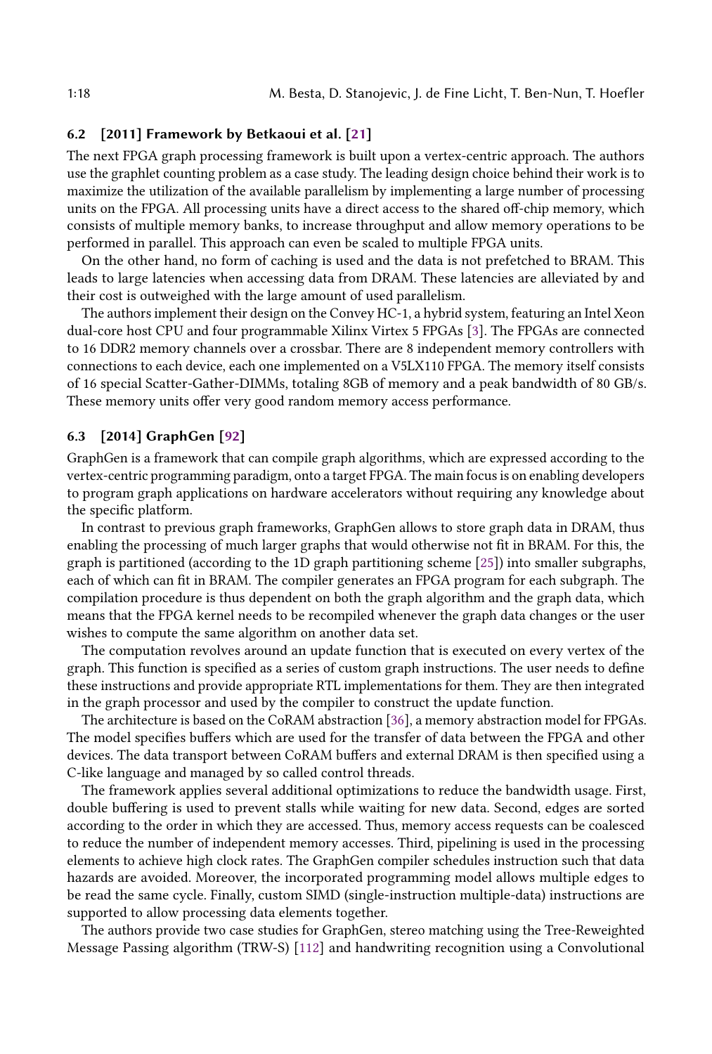### 6.2 [2011] Framework by Betkaoui et al. [21]

The next FPGA graph processing framework is built upon a vertex-centric approach. The authors use the graphlet counting problem as a case study. The leading design choice behind their work is to maximize the utilization of the available parallelism by implementing a large number of processing units on the FPGA. All processing units have a direct access to the shared off-chip memory, which consists of multiple memory banks, to increase throughput and allow memory operations to be performed in parallel. This approach can even be scaled to multiple FPGA units.

On the other hand, no form of caching is used and the data is not prefetched to BRAM. This leads to large latencies when accessing data from DRAM. These latencies are alleviated by and their cost is outweighed with the large amount of used parallelism.

The authors implement their design on the Convey HC-1, a hybrid system, featuring an Intel Xeon dual-core host CPU and four programmable Xilinx Virtex 5 FPGAs [3]. The FPGAs are connected to 16 DDR2 memory channels over a crossbar. There are 8 independent memory controllers with connections to each device, each one implemented on a V5LX110 FPGA. The memory itself consists of 16 special Scatter-Gather-DIMMs, totaling 8GB of memory and a peak bandwidth of 80 GB/s. These memory units offer very good random memory access performance.

### 6.3 [2014] GraphGen [92]

GraphGen is a framework that can compile graph algorithms, which are expressed according to the vertex-centric programming paradigm, onto a target FPGA. The main focus is on enabling developers to program graph applications on hardware accelerators without requiring any knowledge about the specific platform.

In contrast to previous graph frameworks, GraphGen allows to store graph data in DRAM, thus enabling the processing of much larger graphs that would otherwise not fit in BRAM. For this, the graph is partitioned (according to the 1D graph partitioning scheme [25]) into smaller subgraphs, each of which can fit in BRAM. The compiler generates an FPGA program for each subgraph. The compilation procedure is thus dependent on both the graph algorithm and the graph data, which means that the FPGA kernel needs to be recompiled whenever the graph data changes or the user wishes to compute the same algorithm on another data set.

The computation revolves around an update function that is executed on every vertex of the graph. This function is specified as a series of custom graph instructions. The user needs to define these instructions and provide appropriate RTL implementations for them. They are then integrated in the graph processor and used by the compiler to construct the update function.

The architecture is based on the CoRAM abstraction [36], a memory abstraction model for FPGAs. The model specifies buffers which are used for the transfer of data between the FPGA and other devices. The data transport between CoRAM buffers and external DRAM is then specified using a C-like language and managed by so called control threads.

The framework applies several additional optimizations to reduce the bandwidth usage. First, double buffering is used to prevent stalls while waiting for new data. Second, edges are sorted according to the order in which they are accessed. Thus, memory access requests can be coalesced to reduce the number of independent memory accesses. Third, pipelining is used in the processing elements to achieve high clock rates. The GraphGen compiler schedules instruction such that data hazards are avoided. Moreover, the incorporated programming model allows multiple edges to be read the same cycle. Finally, custom SIMD (single-instruction multiple-data) instructions are supported to allow processing data elements together.

The authors provide two case studies for GraphGen, stereo matching using the Tree-Reweighted Message Passing algorithm (TRW-S) [112] and handwriting recognition using a Convolutional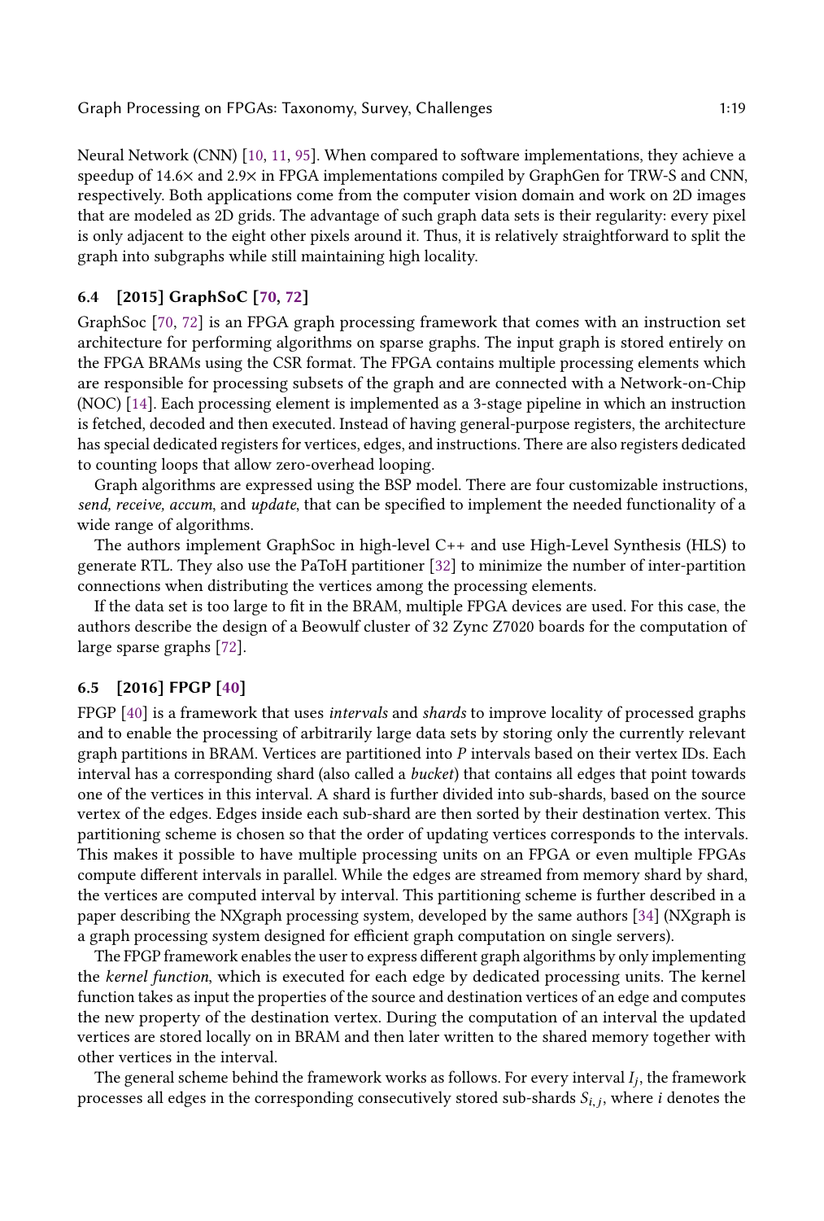Neural Network (CNN) [10, 11, 95]. When compared to software implementations, they achieve a speedup of 14.6× and 2.9× in FPGA implementations compiled by GraphGen for TRW-S and CNN, respectively. Both applications come from the computer vision domain and work on 2D images that are modeled as 2D grids. The advantage of such graph data sets is their regularity: every pixel is only adjacent to the eight other pixels around it. Thus, it is relatively straightforward to split the graph into subgraphs while still maintaining high locality.

### 6.4 [2015] GraphSoC [70, 72]

GraphSoc [70, 72] is an FPGA graph processing framework that comes with an instruction set architecture for performing algorithms on sparse graphs. The input graph is stored entirely on the FPGA BRAMs using the CSR format. The FPGA contains multiple processing elements which are responsible for processing subsets of the graph and are connected with a Network-on-Chip (NOC) [14]. Each processing element is implemented as a 3-stage pipeline in which an instruction is fetched, decoded and then executed. Instead of having general-purpose registers, the architecture has special dedicated registers for vertices, edges, and instructions. There are also registers dedicated to counting loops that allow zero-overhead looping.

Graph algorithms are expressed using the BSP model. There are four customizable instructions, *send, receive, accum*, and *update*, that can be specified to implement the needed functionality of a wide range of algorithms.

The authors implement GraphSoc in high-level C++ and use High-Level Synthesis (HLS) to generate RTL. They also use the PaToH partitioner [32] to minimize the number of inter-partition connections when distributing the vertices among the processing elements.

If the data set is too large to fit in the BRAM, multiple FPGA devices are used. For this case, the authors describe the design of a Beowulf cluster of 32 Zync Z7020 boards for the computation of large sparse graphs [72].

### 6.5 [2016] FPGP [40]

FPGP [40] is a framework that uses *intervals* and *shards* to improve locality of processed graphs and to enable the processing of arbitrarily large data sets by storing only the currently relevant graph partitions in BRAM. Vertices are partitioned into $P$ intervals based on their vertex IDs. Each interval has a corresponding shard (also called a *bucket*) that contains all edges that point towards one of the vertices in this interval. A shard is further divided into sub-shards, based on the source vertex of the edges. Edges inside each sub-shard are then sorted by their destination vertex. This partitioning scheme is chosen so that the order of updating vertices corresponds to the intervals. This makes it possible to have multiple processing units on an FPGA or even multiple FPGAs compute different intervals in parallel. While the edges are streamed from memory shard by shard, the vertices are computed interval by interval. This partitioning scheme is further described in a paper describing the NXgraph processing system, developed by the same authors [34] (NXgraph is a graph processing system designed for efficient graph computation on single servers).

The FPGP framework enables the user to express different graph algorithms by only implementing the *kernel function*, which is executed for each edge by dedicated processing units. The kernel function takes as input the properties of the source and destination vertices of an edge and computes the new property of the destination vertex. During the computation of an interval the updated vertices are stored locally on in BRAM and then later written to the shared memory together with other vertices in the interval.

The general scheme behind the framework works as follows. For every interval $I_j$, the framework processes all edges in the corresponding consecutively stored sub-shards $S_{i,j}$, where $i$ denotes the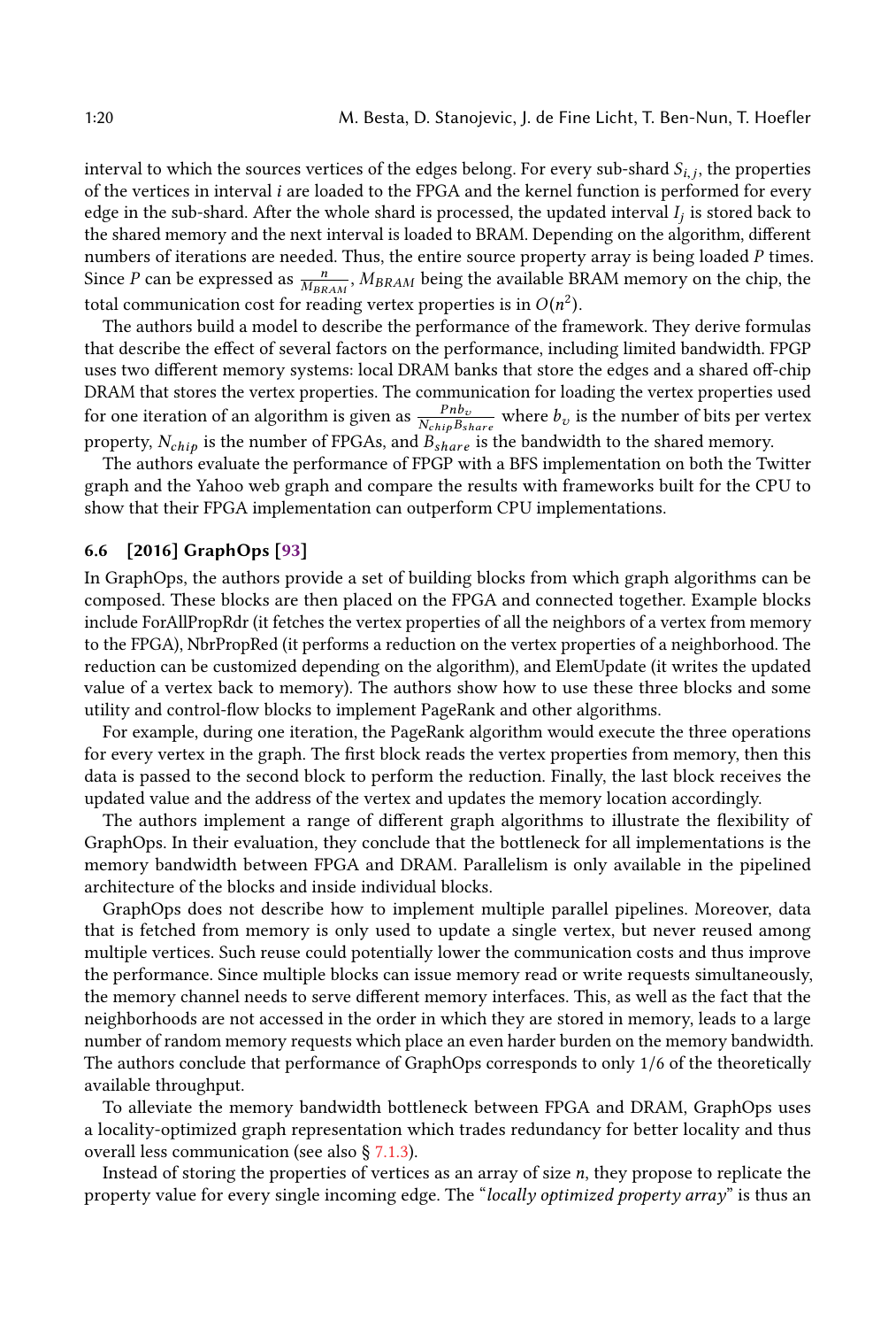interval to which the sources vertices of the edges belong. For every sub-shard $S_{i,j}$, the properties of the vertices in interval $i$ are loaded to the FPGA and the kernel function is performed for every edge in the sub-shard. After the whole shard is processed, the updated interval $I_j$ is stored back to the shared memory and the next interval is loaded to BRAM. Depending on the algorithm, different numbers of iterations are needed. Thus, the entire source property array is being loaded $P$ times. Since $P$ can be expressed as $\frac{n}{M_{BRAM}}$, $M_{BRAM}$ being the available BRAM memory on the chip, the total communication cost for reading vertex properties is in $O(n^2)$.

The authors build a model to describe the performance of the framework. They derive formulas that describe the effect of several factors on the performance, including limited bandwidth. FPGP uses two different memory systems: local DRAM banks that store the edges and a shared off-chip DRAM that stores the vertex properties. The communication for loading the vertex properties used for one iteration of an algorithm is given as $\frac{Pnb_v}{N_{chip}B_{share}}$ where $b_v$ is the number of bits per vertex property, $N_{chip}$ is the number of FPGAs, and $B_{share}$ is the bandwidth to the shared memory.

The authors evaluate the performance of FPGP with a BFS implementation on both the Twitter graph and the Yahoo web graph and compare the results with frameworks built for the CPU to show that their FPGA implementation can outperform CPU implementations.

### 6.6 [2016] GraphOps [93]

In GraphOps, the authors provide a set of building blocks from which graph algorithms can be composed. These blocks are then placed on the FPGA and connected together. Example blocks include ForAllPropRdr (it fetches the vertex properties of all the neighbors of a vertex from memory to the FPGA), NbrPropRed (it performs a reduction on the vertex properties of a neighborhood. The reduction can be customized depending on the algorithm), and ElemUpdate (it writes the updated value of a vertex back to memory). The authors show how to use these three blocks and some utility and control-flow blocks to implement PageRank and other algorithms.

For example, during one iteration, the PageRank algorithm would execute the three operations for every vertex in the graph. The first block reads the vertex properties from memory, then this data is passed to the second block to perform the reduction. Finally, the last block receives the updated value and the address of the vertex and updates the memory location accordingly.

The authors implement a range of different graph algorithms to illustrate the flexibility of GraphOps. In their evaluation, they conclude that the bottleneck for all implementations is the memory bandwidth between FPGA and DRAM. Parallelism is only available in the pipelined architecture of the blocks and inside individual blocks.

GraphOps does not describe how to implement multiple parallel pipelines. Moreover, data that is fetched from memory is only used to update a single vertex, but never reused among multiple vertices. Such reuse could potentially lower the communication costs and thus improve the performance. Since multiple blocks can issue memory read or write requests simultaneously, the memory channel needs to serve different memory interfaces. This, as well as the fact that the neighborhoods are not accessed in the order in which they are stored in memory, leads to a large number of random memory requests which place an even harder burden on the memory bandwidth. The authors conclude that performance of GraphOps corresponds to only 1/6 of the theoretically available throughput.

To alleviate the memory bandwidth bottleneck between FPGA and DRAM, GraphOps uses a locality-optimized graph representation which trades redundancy for better locality and thus overall less communication (see also § 7.1.3).

Instead of storing the properties of vertices as an array of size $n$, they propose to replicate the property value for every single incoming edge. The "*locally optimized property array*" is thus an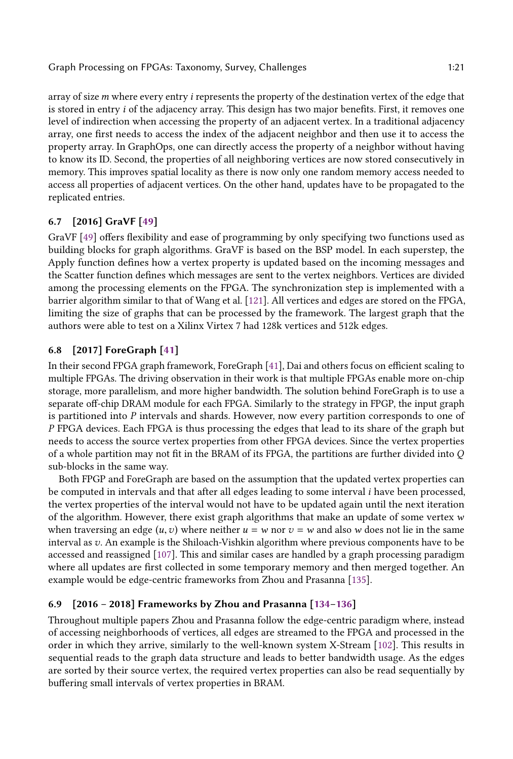array of size $m$ where every entry $i$ represents the property of the destination vertex of the edge that is stored in entry $i$ of the adjacency array. This design has two major benefits. First, it removes one level of indirection when accessing the property of an adjacent vertex. In a traditional adjacency array, one first needs to access the index of the adjacent neighbor and then use it to access the property array. In GraphOps, one can directly access the property of a neighbor without having to know its ID. Second, the properties of all neighboring vertices are now stored consecutively in memory. This improves spatial locality as there is now only one random memory access needed to access all properties of adjacent vertices. On the other hand, updates have to be propagated to the replicated entries.

### 6.7 [2016] GraVF [49]

GraVF [49] offers flexibility and ease of programming by only specifying two functions used as building blocks for graph algorithms. GraVF is based on the BSP model. In each superstep, the Apply function defines how a vertex property is updated based on the incoming messages and the Scatter function defines which messages are sent to the vertex neighbors. Vertices are divided among the processing elements on the FPGA. The synchronization step is implemented with a barrier algorithm similar to that of Wang et al. [121]. All vertices and edges are stored on the FPGA, limiting the size of graphs that can be processed by the framework. The largest graph that the authors were able to test on a Xilinx Virtex 7 had 128k vertices and 512k edges.

### 6.8 [2017] ForeGraph [41]

In their second FPGA graph framework, ForeGraph [41], Dai and others focus on efficient scaling to multiple FPGAs. The driving observation in their work is that multiple FPGAs enable more on-chip storage, more parallelism, and more higher bandwidth. The solution behind ForeGraph is to use a separate off-chip DRAM module for each FPGA. Similarly to the strategy in FPGP, the input graph is partitioned into $P$ intervals and shards. However, now every partition corresponds to one of $P$ FPGA devices. Each FPGA is thus processing the edges that lead to its share of the graph but needs to access the source vertex properties from other FPGA devices. Since the vertex properties of a whole partition may not fit in the BRAM of its FPGA, the partitions are further divided into $Q$ sub-blocks in the same way.

Both FPGP and ForeGraph are based on the assumption that the updated vertex properties can be computed in intervals and that after all edges leading to some interval $i$ have been processed, the vertex properties of the interval would not have to be updated again until the next iteration of the algorithm. However, there exist graph algorithms that make an update of some vertex $w$ when traversing an edge $(u, v)$ where neither $u = w$ nor $v = w$ and also $w$ does not lie in the same interval as $v$. An example is the Shiloach-Vishkin algorithm where previous components have to be accessed and reassigned [107]. This and similar cases are handled by a graph processing paradigm where all updates are first collected in some temporary memory and then merged together. An example would be edge-centric frameworks from Zhou and Prasanna [135].

### 6.9 [2016 – 2018] Frameworks by Zhou and Prasanna [134–136]

Throughout multiple papers Zhou and Prasanna follow the edge-centric paradigm where, instead of accessing neighborhoods of vertices, all edges are streamed to the FPGA and processed in the order in which they arrive, similarly to the well-known system X-Stream [102]. This results in sequential reads to the graph data structure and leads to better bandwidth usage. As the edges are sorted by their source vertex, the required vertex properties can also be read sequentially by buffering small intervals of vertex properties in BRAM.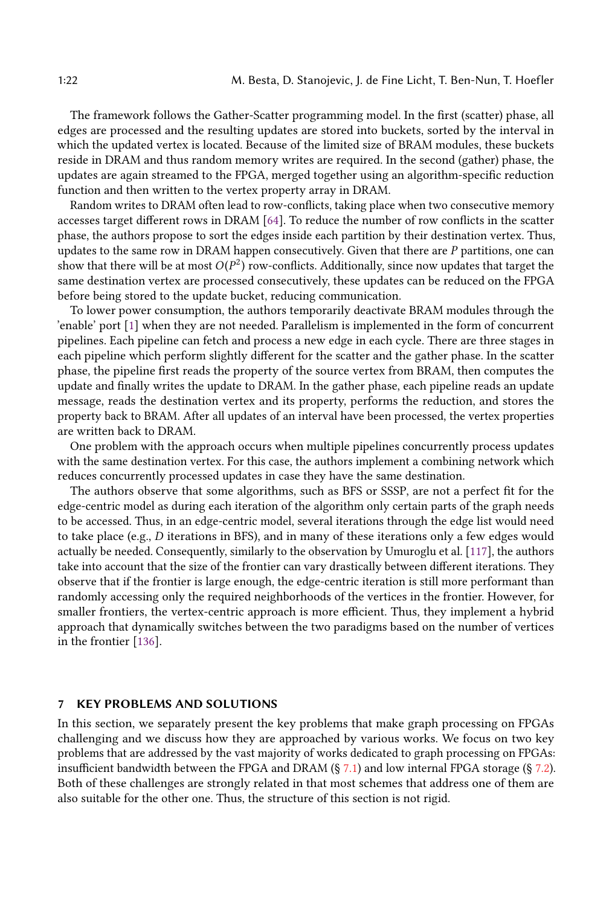The framework follows the Gather-Scatter programming model. In the first (scatter) phase, all edges are processed and the resulting updates are stored into buckets, sorted by the interval in which the updated vertex is located. Because of the limited size of BRAM modules, these buckets reside in DRAM and thus random memory writes are required. In the second (gather) phase, the updates are again streamed to the FPGA, merged together using an algorithm-specific reduction function and then written to the vertex property array in DRAM.

Random writes to DRAM often lead to row-conflicts, taking place when two consecutive memory accesses target different rows in DRAM [64]. To reduce the number of row conflicts in the scatter phase, the authors propose to sort the edges inside each partition by their destination vertex. Thus, updates to the same row in DRAM happen consecutively. Given that there are $P$ partitions, one can show that there will be at most $O(P^2)$ row-conflicts. Additionally, since now updates that target the same destination vertex are processed consecutively, these updates can be reduced on the FPGA before being stored to the update bucket, reducing communication.

To lower power consumption, the authors temporarily deactivate BRAM modules through the 'enable' port [1] when they are not needed. Parallelism is implemented in the form of concurrent pipelines. Each pipeline can fetch and process a new edge in each cycle. There are three stages in each pipeline which perform slightly different for the scatter and the gather phase. In the scatter phase, the pipeline first reads the property of the source vertex from BRAM, then computes the update and finally writes the update to DRAM. In the gather phase, each pipeline reads an update message, reads the destination vertex and its property, performs the reduction, and stores the property back to BRAM. After all updates of an interval have been processed, the vertex properties are written back to DRAM.

One problem with the approach occurs when multiple pipelines concurrently process updates with the same destination vertex. For this case, the authors implement a combining network which reduces concurrently processed updates in case they have the same destination.

The authors observe that some algorithms, such as BFS or SSSP, are not a perfect fit for the edge-centric model as during each iteration of the algorithm only certain parts of the graph needs to be accessed. Thus, in an edge-centric model, several iterations through the edge list would need to take place (e.g., $D$ iterations in BFS), and in many of these iterations only a few edges would actually be needed. Consequently, similarly to the observation by Umuroglu et al. [117], the authors take into account that the size of the frontier can vary drastically between different iterations. They observe that if the frontier is large enough, the edge-centric iteration is still more performant than randomly accessing only the required neighborhoods of the vertices in the frontier. However, for smaller frontiers, the vertex-centric approach is more efficient. Thus, they implement a hybrid approach that dynamically switches between the two paradigms based on the number of vertices in the frontier [136].

## 7 KEY PROBLEMS AND SOLUTIONS

In this section, we separately present the key problems that make graph processing on FPGAs challenging and we discuss how they are approached by various works. We focus on two key problems that are addressed by the vast majority of works dedicated to graph processing on FPGAs: insufficient bandwidth between the FPGA and DRAM (§ 7.1) and low internal FPGA storage (§ 7.2). Both of these challenges are strongly related in that most schemes that address one of them are also suitable for the other one. Thus, the structure of this section is not rigid.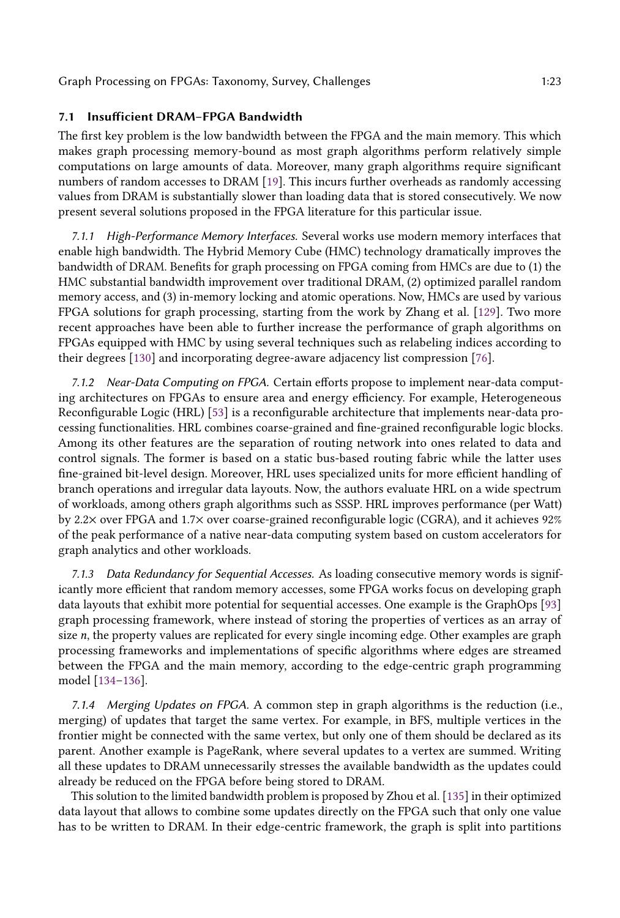### 7.1 Insufficient DRAM–FPGA Bandwidth

The first key problem is the low bandwidth between the FPGA and the main memory. This which makes graph processing memory-bound as most graph algorithms perform relatively simple computations on large amounts of data. Moreover, many graph algorithms require significant numbers of random accesses to DRAM [19]. This incurs further overheads as randomly accessing values from DRAM is substantially slower than loading data that is stored consecutively. We now present several solutions proposed in the FPGA literature for this particular issue.

*7.1.1 High-Performance Memory Interfaces.* Several works use modern memory interfaces that enable high bandwidth. The Hybrid Memory Cube (HMC) technology dramatically improves the bandwidth of DRAM. Benefits for graph processing on FPGA coming from HMCs are due to (1) the HMC substantial bandwidth improvement over traditional DRAM, (2) optimized parallel random memory access, and (3) in-memory locking and atomic operations. Now, HMCs are used by various FPGA solutions for graph processing, starting from the work by Zhang et al. [129]. Two more recent approaches have been able to further increase the performance of graph algorithms on FPGAs equipped with HMC by using several techniques such as relabeling indices according to their degrees [130] and incorporating degree-aware adjacency list compression [76].

*7.1.2 Near-Data Computing on FPGA.* Certain efforts propose to implement near-data computing architectures on FPGAs to ensure area and energy efficiency. For example, Heterogeneous Reconfigurable Logic (HRL) [53] is a reconfigurable architecture that implements near-data processing functionalities. HRL combines coarse-grained and fine-grained reconfigurable logic blocks. Among its other features are the separation of routing network into ones related to data and control signals. The former is based on a static bus-based routing fabric while the latter uses fine-grained bit-level design. Moreover, HRL uses specialized units for more efficient handling of branch operations and irregular data layouts. Now, the authors evaluate HRL on a wide spectrum of workloads, among others graph algorithms such as SSSP. HRL improves performance (per Watt) by 2.2× over FPGA and 1.7× over coarse-grained reconfigurable logic (CGRA), and it achieves 92% of the peak performance of a native near-data computing system based on custom accelerators for graph analytics and other workloads.

*7.1.3 Data Redundancy for Sequential Accesses.* As loading consecutive memory words is significantly more efficient that random memory accesses, some FPGA works focus on developing graph data layouts that exhibit more potential for sequential accesses. One example is the GraphOps [93] graph processing framework, where instead of storing the properties of vertices as an array of size $n$, the property values are replicated for every single incoming edge. Other examples are graph processing frameworks and implementations of specific algorithms where edges are streamed between the FPGA and the main memory, according to the edge-centric graph programming model [134–136].

*7.1.4 Merging Updates on FPGA.* A common step in graph algorithms is the reduction (i.e., merging) of updates that target the same vertex. For example, in BFS, multiple vertices in the frontier might be connected with the same vertex, but only one of them should be declared as its parent. Another example is PageRank, where several updates to a vertex are summed. Writing all these updates to DRAM unnecessarily stresses the available bandwidth as the updates could already be reduced on the FPGA before being stored to DRAM.

This solution to the limited bandwidth problem is proposed by Zhou et al. [135] in their optimized data layout that allows to combine some updates directly on the FPGA such that only one value has to be written to DRAM. In their edge-centric framework, the graph is split into partitions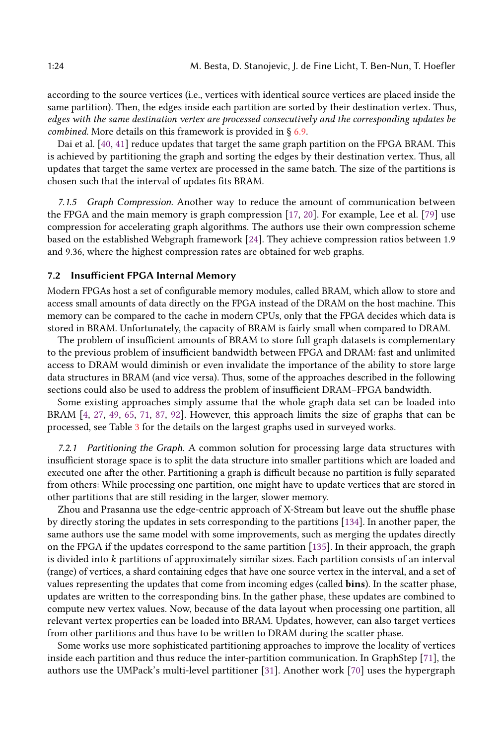according to the source vertices (i.e., vertices with identical source vertices are placed inside the same partition). Then, the edges inside each partition are sorted by their destination vertex. Thus, *edges with the same destination vertex are processed consecutively and the corresponding updates be combined*. More details on this framework is provided in § 6.9.

Dai et al. [40, 41] reduce updates that target the same graph partition on the FPGA BRAM. This is achieved by partitioning the graph and sorting the edges by their destination vertex. Thus, all updates that target the same vertex are processed in the same batch. The size of the partitions is chosen such that the interval of updates fits BRAM.

*7.1.5 Graph Compression.* Another way to reduce the amount of communication between the FPGA and the main memory is graph compression [17, 20]. For example, Lee et al. [79] use compression for accelerating graph algorithms. The authors use their own compression scheme based on the established Webgraph framework [24]. They achieve compression ratios between 1.9 and 9.36, where the highest compression rates are obtained for web graphs.

### 7.2 Insufficient FPGA Internal Memory

Modern FPGAs host a set of configurable memory modules, called BRAM, which allow to store and access small amounts of data directly on the FPGA instead of the DRAM on the host machine. This memory can be compared to the cache in modern CPUs, only that the FPGA decides which data is stored in BRAM. Unfortunately, the capacity of BRAM is fairly small when compared to DRAM.

The problem of insufficient amounts of BRAM to store full graph datasets is complementary to the previous problem of insufficient bandwidth between FPGA and DRAM: fast and unlimited access to DRAM would diminish or even invalidate the importance of the ability to store large data structures in BRAM (and vice versa). Thus, some of the approaches described in the following sections could also be used to address the problem of insufficient DRAM–FPGA bandwidth.

Some existing approaches simply assume that the whole graph data set can be loaded into BRAM [4, 27, 49, 65, 71, 87, 92]. However, this approach limits the size of graphs that can be processed, see Table 3 for the details on the largest graphs used in surveyed works.

*7.2.1 Partitioning the Graph.* A common solution for processing large data structures with insufficient storage space is to split the data structure into smaller partitions which are loaded and executed one after the other. Partitioning a graph is difficult because no partition is fully separated from others: While processing one partition, one might have to update vertices that are stored in other partitions that are still residing in the larger, slower memory.

Zhou and Prasanna use the edge-centric approach of X-Stream but leave out the shuffle phase by directly storing the updates in sets corresponding to the partitions [134]. In another paper, the same authors use the same model with some improvements, such as merging the updates directly on the FPGA if the updates correspond to the same partition [135]. In their approach, the graph is divided into $k$ partitions of approximately similar sizes. Each partition consists of an interval (range) of vertices, a shard containing edges that have one source vertex in the interval, and a set of values representing the updates that come from incoming edges (called **bins**). In the scatter phase, updates are written to the corresponding bins. In the gather phase, these updates are combined to compute new vertex values. Now, because of the data layout when processing one partition, all relevant vertex properties can be loaded into BRAM. Updates, however, can also target vertices from other partitions and thus have to be written to DRAM during the scatter phase.

Some works use more sophisticated partitioning approaches to improve the locality of vertices inside each partition and thus reduce the inter-partition communication. In GraphStep [71], the authors use the UMPack's multi-level partitioner [31]. Another work [70] uses the hypergraph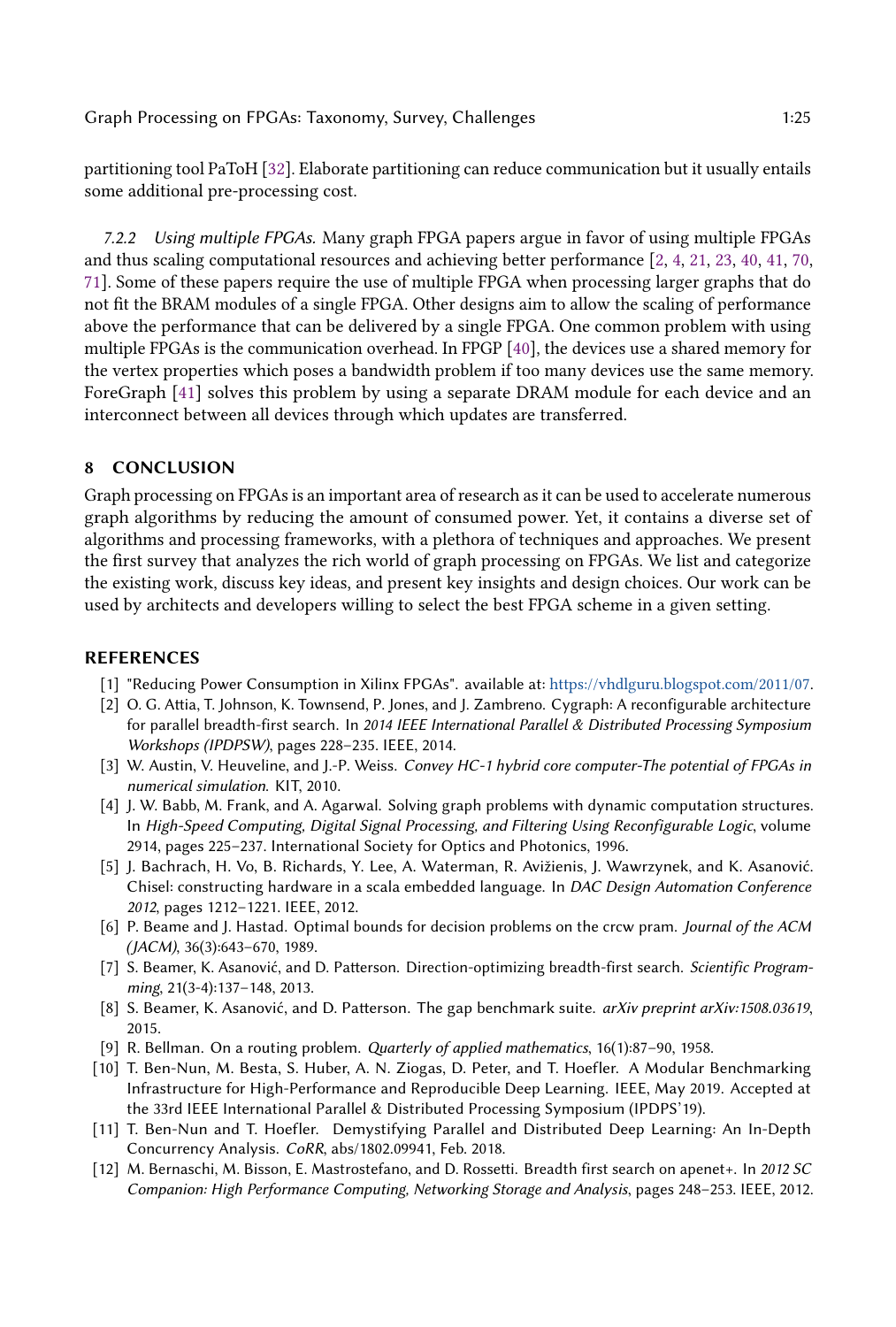partitioning tool PaToH [32]. Elaborate partitioning can reduce communication but it usually entails some additional pre-processing cost.

#### 7.2.2 *Using multiple FPGAs.*

Many graph FPGA papers argue in favor of using multiple FPGAs and thus scaling computational resources and achieving better performance [2, 4, 21, 23, 40, 41, 70, 71]. Some of these papers require the use of multiple FPGA when processing larger graphs that do not fit the BRAM modules of a single FPGA. Other designs aim to allow the scaling of performance above the performance that can be delivered by a single FPGA. One common problem with using multiple FPGAs is the communication overhead. In FPGP [40], the devices use a shared memory for the vertex properties which poses a bandwidth problem if too many devices use the same memory. ForeGraph [41] solves this problem by using a separate DRAM module for each device and an interconnect between all devices through which updates are transferred.

## 8 CONCLUSION

Graph processing on FPGAs is an important area of research as it can be used to accelerate numerous graph algorithms by reducing the amount of consumed power. Yet, it contains a diverse set of algorithms and processing frameworks, with a plethora of techniques and approaches. We present the first survey that analyzes the rich world of graph processing on FPGAs. We list and categorize the existing work, discuss key ideas, and present key insights and design choices. Our work can be used by architects and developers willing to select the best FPGA scheme in a given setting.

## REFERENCES

[1] "Reducing Power Consumption in Xilinx FPGAs". available at: https://vhdlguru.blogspot.com/2011/07.

[2] O. G. Attia, T. Johnson, K. Townsend, P. Jones, and J. Zambreno. Cygraph: A reconfigurable architecture for parallel breadth-first search. In *2014 IEEE International Parallel & Distributed Processing Symposium Workshops (IPDPSW)*, pages 228–235. IEEE, 2014.

[3] W. Austin, V. Heuveline, and J.-P. Weiss. *Convey HC-1 hybrid core computer-The potential of FPGAs in numerical simulation*. KIT, 2010.

[4] J. W. Babb, M. Frank, and A. Agarwal. Solving graph problems with dynamic computation structures. In *High-Speed Computing, Digital Signal Processing, and Filtering Using Reconfigurable Logic*, volume 2914, pages 225–237. International Society for Optics and Photonics, 1996.

[5] J. Bachrach, H. Vo, B. Richards, Y. Lee, A. Waterman, R. Avižienis, J. Wawrzynek, and K. Asanović. Chisel: constructing hardware in a scala embedded language. In *DAC Design Automation Conference 2012*, pages 1212–1221. IEEE, 2012.

[6] P. Beame and J. Hastad. Optimal bounds for decision problems on the crcw pram. *Journal of the ACM (JACM)*, 36(3):643–670, 1989.

[7] S. Beamer, K. Asanović, and D. Patterson. Direction-optimizing breadth-first search. *Scientific Programming*, 21(3-4):137–148, 2013.

[8] S. Beamer, K. Asanović, and D. Patterson. The gap benchmark suite. *arXiv preprint arXiv:1508.03619*, 2015.

[9] R. Bellman. On a routing problem. *Quarterly of applied mathematics*, 16(1):87–90, 1958.

[10] T. Ben-Nun, M. Besta, S. Huber, A. N. Ziogas, D. Peter, and T. Hoefler. A Modular Benchmarking Infrastructure for High-Performance and Reproducible Deep Learning. IEEE, May 2019. Accepted at the 33rd IEEE International Parallel & Distributed Processing Symposium (IPDPS'19).

[11] T. Ben-Nun and T. Hoefler. Demystifying Parallel and Distributed Deep Learning: An In-Depth Concurrency Analysis. *CoRR*, abs/1802.09941, Feb. 2018.

[12] M. Bernaschi, M. Bisson, E. Mastrostefano, and D. Rossetti. Breadth first search on apenet+. In *2012 SC Companion: High Performance Computing, Networking Storage and Analysis*, pages 248–253. IEEE, 2012.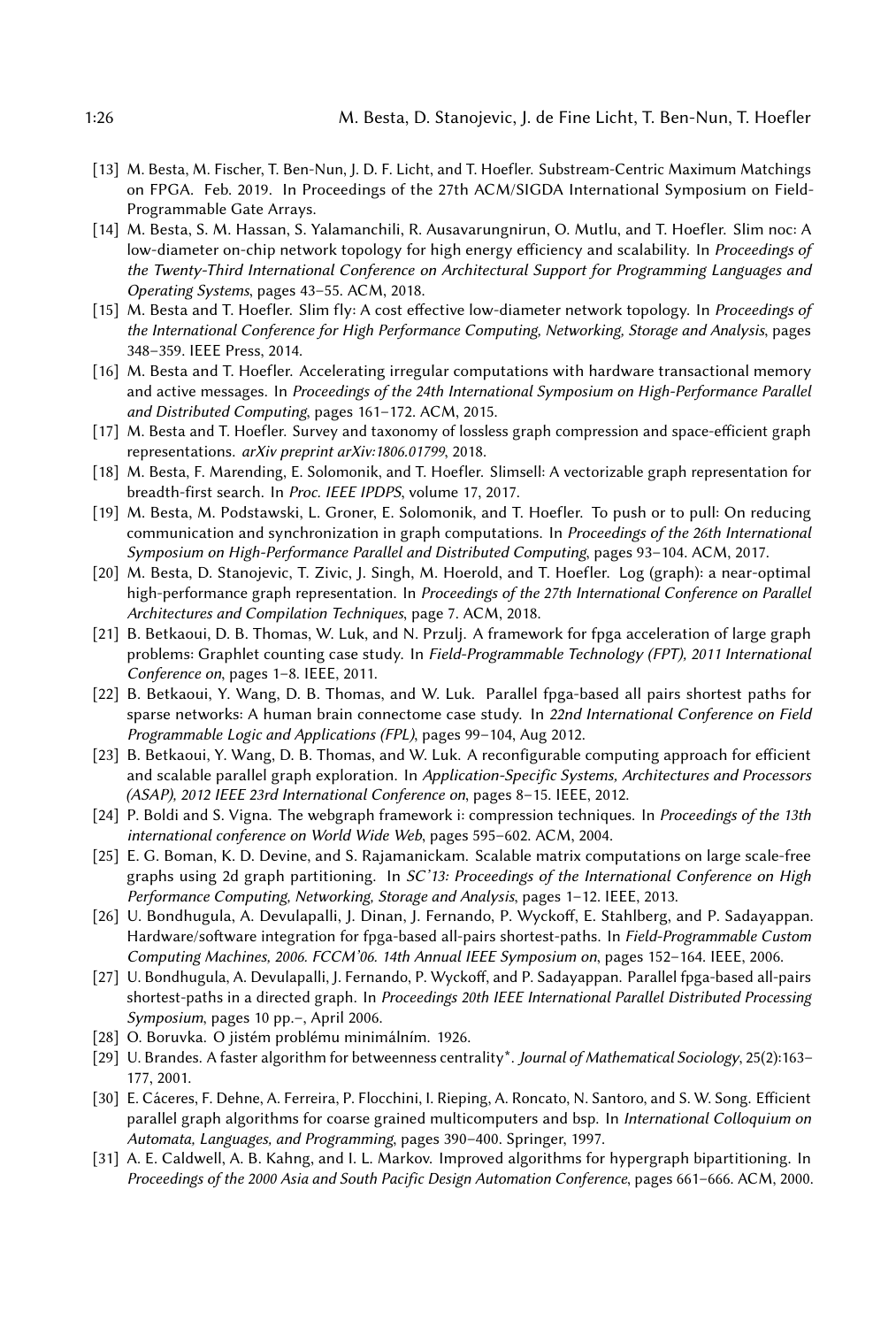[13] M. Besta, M. Fischer, T. Ben-Nun, J. D. F. Licht, and T. Hoefler. Substream-Centric Maximum Matchings on FPGA. Feb. 2019. In Proceedings of the 27th ACM/SIGDA International Symposium on Field-Programmable Gate Arrays.

[14] M. Besta, S. M. Hassan, S. Yalamanchili, R. Ausavarungnirun, O. Mutlu, and T. Hoefler. Slim noc: A low-diameter on-chip network topology for high energy efficiency and scalability. In *Proceedings of the Twenty-Third International Conference on Architectural Support for Programming Languages and Operating Systems*, pages 43–55. ACM, 2018.

[15] M. Besta and T. Hoefler. Slim fly: A cost effective low-diameter network topology. In *Proceedings of the International Conference for High Performance Computing, Networking, Storage and Analysis*, pages 348–359. IEEE Press, 2014.

[16] M. Besta and T. Hoefler. Accelerating irregular computations with hardware transactional memory and active messages. In *Proceedings of the 24th International Symposium on High-Performance Parallel and Distributed Computing*, pages 161–172. ACM, 2015.

[17] M. Besta and T. Hoefler. Survey and taxonomy of lossless graph compression and space-efficient graph representations. *arXiv preprint arXiv:1806.01799*, 2018.

[18] M. Besta, F. Marending, E. Solomonik, and T. Hoefler. Slimsell: A vectorizable graph representation for breadth-first search. In *Proc. IEEE IPDPS*, volume 17, 2017.

[19] M. Besta, M. Podstawski, L. Groner, E. Solomonik, and T. Hoefler. To push or to pull: On reducing communication and synchronization in graph computations. In *Proceedings of the 26th International Symposium on High-Performance Parallel and Distributed Computing*, pages 93–104. ACM, 2017.

[20] M. Besta, D. Stanojevic, T. Zivic, J. Singh, M. Hoerold, and T. Hoefler. Log (graph): a near-optimal high-performance graph representation. In *Proceedings of the 27th International Conference on Parallel Architectures and Compilation Techniques*, page 7. ACM, 2018.

[21] B. Betkaoui, D. B. Thomas, W. Luk, and N. Przulj. A framework for fpga acceleration of large graph problems: Graphlet counting case study. In *Field-Programmable Technology (FPT), 2011 International Conference on*, pages 1–8. IEEE, 2011.

[22] B. Betkaoui, Y. Wang, D. B. Thomas, and W. Luk. Parallel fpga-based all pairs shortest paths for sparse networks: A human brain connectome case study. In *22nd International Conference on Field Programmable Logic and Applications (FPL)*, pages 99–104, Aug 2012.

[23] B. Betkaoui, Y. Wang, D. B. Thomas, and W. Luk. A reconfigurable computing approach for efficient and scalable parallel graph exploration. In *Application-Specific Systems, Architectures and Processors (ASAP), 2012 IEEE 23rd International Conference on*, pages 8–15. IEEE, 2012.

[24] P. Boldi and S. Vigna. The webgraph framework i: compression techniques. In *Proceedings of the 13th international conference on World Wide Web*, pages 595–602. ACM, 2004.

[25] E. G. Boman, K. D. Devine, and S. Rajamanickam. Scalable matrix computations on large scale-free graphs using 2d graph partitioning. In *SC'13: Proceedings of the International Conference on High Performance Computing, Networking, Storage and Analysis*, pages 1–12. IEEE, 2013.

[26] U. Bondhugula, A. Devulapalli, J. Dinan, J. Fernando, P. Wyckoff, E. Stahlberg, and P. Sadayappan. Hardware/software integration for fpga-based all-pairs shortest-paths. In *Field-Programmable Custom Computing Machines, 2006. FCCM'06. 14th Annual IEEE Symposium on*, pages 152–164. IEEE, 2006.

[27] U. Bondhugula, A. Devulapalli, J. Fernando, P. Wyckoff, and P. Sadayappan. Parallel fpga-based all-pairs shortest-paths in a directed graph. In *Proceedings 20th IEEE International Parallel Distributed Processing Symposium*, pages 10 pp.–, April 2006.

[28] O. Boruvka. O jistém problému minimálním. 1926.

[29] U. Brandes. A faster algorithm for betweenness centrality*. *Journal of Mathematical Sociology*, 25(2):163–177, 2001.

[30] E. Cáceres, F. Dehne, A. Ferreira, P. Flocchini, I. Rieping, A. Roncato, N. Santoro, and S. W. Song. Efficient parallel graph algorithms for coarse grained multicomputers and bsp. In *International Colloquium on Automata, Languages, and Programming*, pages 390–400. Springer, 1997.

[31] A. E. Caldwell, A. B. Kahng, and I. L. Markov. Improved algorithms for hypergraph bipartitioning. In *Proceedings of the 2000 Asia and South Pacific Design Automation Conference*, pages 661–666. ACM, 2000.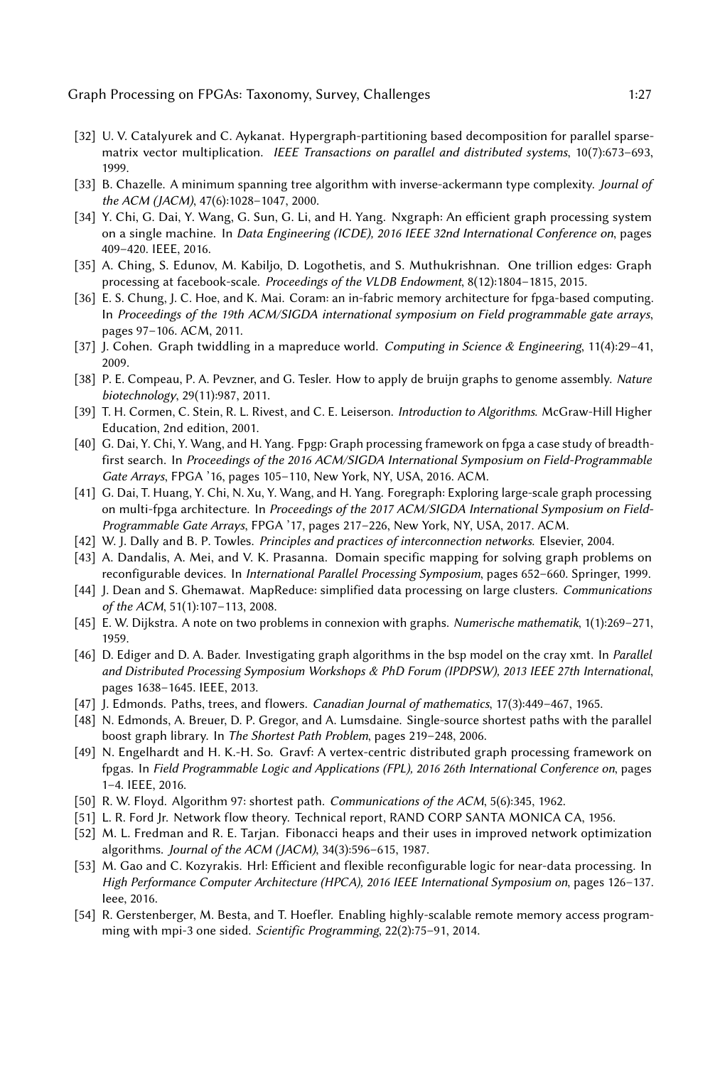- [32] U. V. Catalyurek and C. Aykanat. Hypergraph-partitioning based decomposition for parallel sparse-matrix vector multiplication. *IEEE Transactions on parallel and distributed systems*, 10(7):673–693, 1999.
- [33] B. Chazelle. A minimum spanning tree algorithm with inverse-ackermann type complexity. *Journal of the ACM (JACM)*, 47(6):1028–1047, 2000.
- [34] Y. Chi, G. Dai, Y. Wang, G. Sun, G. Li, and H. Yang. Nxgraph: An efficient graph processing system on a single machine. In *Data Engineering (ICDE), 2016 IEEE 32nd International Conference on*, pages 409–420. IEEE, 2016.
- [35] A. Ching, S. Edunov, M. Kabiljo, D. Logothetis, and S. Muthukrishnan. One trillion edges: Graph processing at facebook-scale. *Proceedings of the VLDB Endowment*, 8(12):1804–1815, 2015.
- [36] E. S. Chung, J. C. Hoe, and K. Mai. Coram: an in-fabric memory architecture for fpga-based computing. In *Proceedings of the 19th ACM/SIGDA international symposium on Field programmable gate arrays*, pages 97–106. ACM, 2011.
- [37] J. Cohen. Graph twiddling in a mapreduce world. *Computing in Science & Engineering*, 11(4):29–41, 2009.
- [38] P. E. Compeau, P. A. Pevzner, and G. Tesler. How to apply de bruijn graphs to genome assembly. *Nature biotechnology*, 29(11):987, 2011.
- [39] T. H. Cormen, C. Stein, R. L. Rivest, and C. E. Leiserson. *Introduction to Algorithms*. McGraw-Hill Higher Education, 2nd edition, 2001.
- [40] G. Dai, Y. Chi, Y. Wang, and H. Yang. Fpgp: Graph processing framework on fpga a case study of breadth-first search. In *Proceedings of the 2016 ACM/SIGDA International Symposium on Field-Programmable Gate Arrays*, FPGA '16, pages 105–110, New York, NY, USA, 2016. ACM.
- [41] G. Dai, T. Huang, Y. Chi, N. Xu, Y. Wang, and H. Yang. Foregraph: Exploring large-scale graph processing on multi-fpga architecture. In *Proceedings of the 2017 ACM/SIGDA International Symposium on Field-Programmable Gate Arrays*, FPGA '17, pages 217–226, New York, NY, USA, 2017. ACM.
- [42] W. J. Dally and B. P. Towles. *Principles and practices of interconnection networks*. Elsevier, 2004.
- [43] A. Dandalis, A. Mei, and V. K. Prasanna. Domain specific mapping for solving graph problems on reconfigurable devices. In *International Parallel Processing Symposium*, pages 652–660. Springer, 1999.
- [44] J. Dean and S. Ghemawat. MapReduce: simplified data processing on large clusters. *Communications of the ACM*, 51(1):107–113, 2008.
- [45] E. W. Dijkstra. A note on two problems in connexion with graphs. *Numerische mathematik*, 1(1):269–271, 1959.
- [46] D. Ediger and D. A. Bader. Investigating graph algorithms in the bsp model on the cray xmt. In *Parallel and Distributed Processing Symposium Workshops & PhD Forum (IPDPSW), 2013 IEEE 27th International*, pages 1638–1645. IEEE, 2013.
- [47] J. Edmonds. Paths, trees, and flowers. *Canadian Journal of mathematics*, 17(3):449–467, 1965.
- [48] N. Edmonds, A. Breuer, D. P. Gregor, and A. Lumsdaine. Single-source shortest paths with the parallel boost graph library. In *The Shortest Path Problem*, pages 219–248, 2006.
- [49] N. Engelhardt and H. K.-H. So. Gravf: A vertex-centric distributed graph processing framework on fpgas. In *Field Programmable Logic and Applications (FPL), 2016 26th International Conference on*, pages 1–4. IEEE, 2016.
- [50] R. W. Floyd. Algorithm 97: shortest path. *Communications of the ACM*, 5(6):345, 1962.
- [51] L. R. Ford Jr. Network flow theory. Technical report, RAND CORP SANTA MONICA CA, 1956.
- [52] M. L. Fredman and R. E. Tarjan. Fibonacci heaps and their uses in improved network optimization algorithms. *Journal of the ACM (JACM)*, 34(3):596–615, 1987.
- [53] M. Gao and C. Kozyrakis. Hrl: Efficient and flexible reconfigurable logic for near-data processing. In *High Performance Computer Architecture (HPCA), 2016 IEEE International Symposium on*, pages 126–137. Ieee, 2016.
- [54] R. Gerstenberger, M. Besta, and T. Hoefler. Enabling highly-scalable remote memory access programming with mpi-3 one sided. *Scientific Programming*, 22(2):75–91, 2014.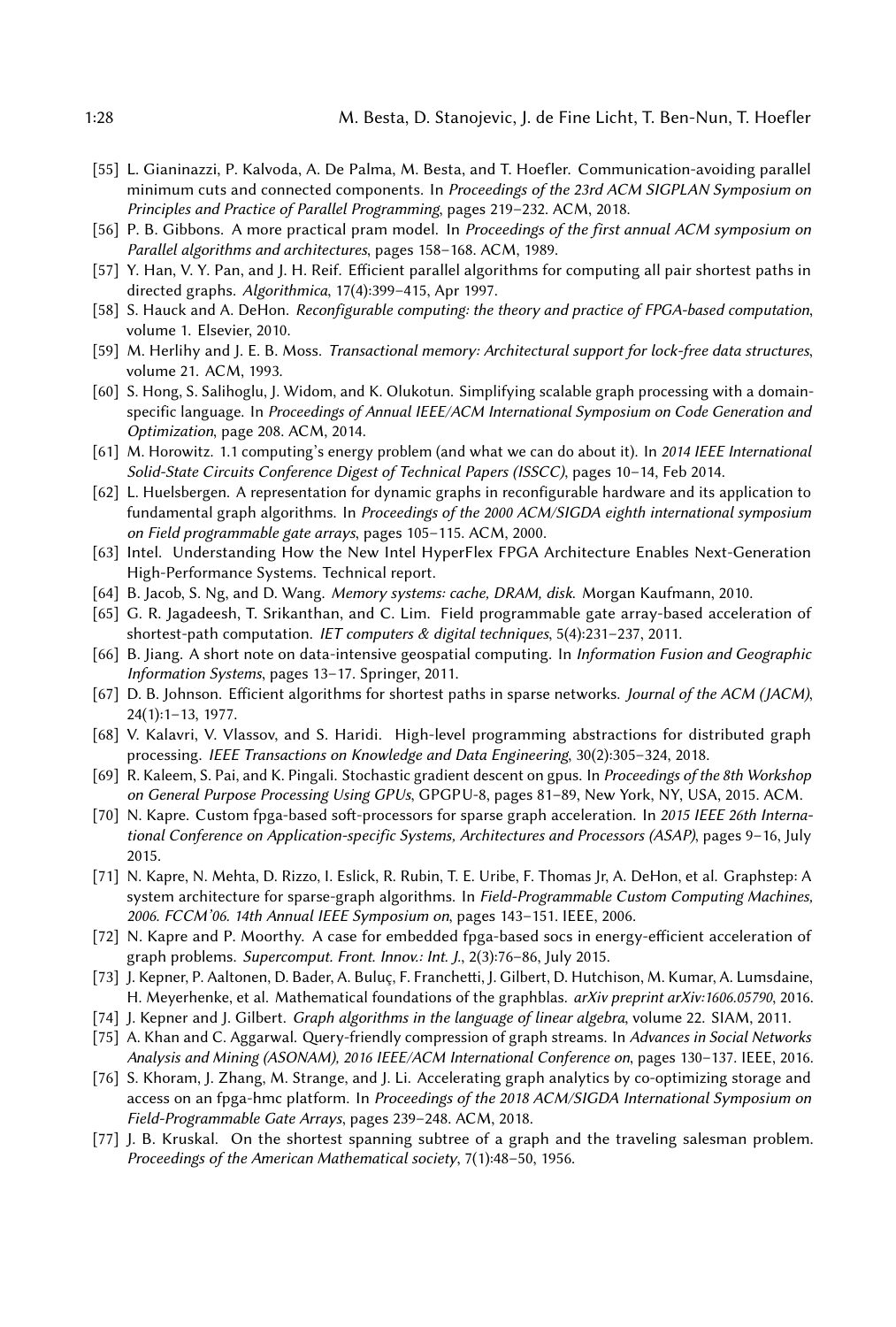[55] L. Gianinazzi, P. Kalvoda, A. De Palma, M. Besta, and T. Hoefler. Communication-avoiding parallel minimum cuts and connected components. In *Proceedings of the 23rd ACM SIGPLAN Symposium on Principles and Practice of Parallel Programming*, pages 219–232. ACM, 2018.

[56] P. B. Gibbons. A more practical pram model. In *Proceedings of the first annual ACM symposium on Parallel algorithms and architectures*, pages 158–168. ACM, 1989.

[57] Y. Han, V. Y. Pan, and J. H. Reif. Efficient parallel algorithms for computing all pair shortest paths in directed graphs. *Algorithmica*, 17(4):399–415, Apr 1997.

[58] S. Hauck and A. DeHon. *Reconfigurable computing: the theory and practice of FPGA-based computation*, volume 1. Elsevier, 2010.

[59] M. Herlihy and J. E. B. Moss. *Transactional memory: Architectural support for lock-free data structures*, volume 21. ACM, 1993.

[60] S. Hong, S. Salihoglu, J. Widom, and K. Olukotun. Simplifying scalable graph processing with a domain-specific language. In *Proceedings of Annual IEEE/ACM International Symposium on Code Generation and Optimization*, page 208. ACM, 2014.

[61] M. Horowitz. 1.1 computing's energy problem (and what we can do about it). In *2014 IEEE International Solid-State Circuits Conference Digest of Technical Papers (ISSCC)*, pages 10–14, Feb 2014.

[62] L. Huelsbergen. A representation for dynamic graphs in reconfigurable hardware and its application to fundamental graph algorithms. In *Proceedings of the 2000 ACM/SIGDA eighth international symposium on Field programmable gate arrays*, pages 105–115. ACM, 2000.

[63] Intel. Understanding How the New Intel HyperFlex FPGA Architecture Enables Next-Generation High-Performance Systems. Technical report.

[64] B. Jacob, S. Ng, and D. Wang. *Memory systems: cache, DRAM, disk*. Morgan Kaufmann, 2010.

[65] G. R. Jagadeesh, T. Srikanthan, and C. Lim. Field programmable gate array-based acceleration of shortest-path computation. *IET computers & digital techniques*, 5(4):231–237, 2011.

[66] B. Jiang. A short note on data-intensive geospatial computing. In *Information Fusion and Geographic Information Systems*, pages 13–17. Springer, 2011.

[67] D. B. Johnson. Efficient algorithms for shortest paths in sparse networks. *Journal of the ACM (JACM)*, 24(1):1–13, 1977.

[68] V. Kalavri, V. Vlassov, and S. Haridi. High-level programming abstractions for distributed graph processing. *IEEE Transactions on Knowledge and Data Engineering*, 30(2):305–324, 2018.

[69] R. Kaleem, S. Pai, and K. Pingali. Stochastic gradient descent on gpus. In *Proceedings of the 8th Workshop on General Purpose Processing Using GPUs*, GPGPU-8, pages 81–89, New York, NY, USA, 2015. ACM.

[70] N. Kapre. Custom fpga-based soft-processors for sparse graph acceleration. In *2015 IEEE 26th International Conference on Application-specific Systems, Architectures and Processors (ASAP)*, pages 9–16, July 2015.

[71] N. Kapre, N. Mehta, D. Rizzo, I. Eslick, R. Rubin, T. E. Uribe, F. Thomas Jr, A. DeHon, et al. Graphstep: A system architecture for sparse-graph algorithms. In *Field-Programmable Custom Computing Machines, 2006. FCCM'06. 14th Annual IEEE Symposium on*, pages 143–151. IEEE, 2006.

[72] N. Kapre and P. Moorthy. A case for embedded fpga-based socs in energy-efficient acceleration of graph problems. *Supercomput. Front. Innov.: Int. J.*, 2(3):76–86, July 2015.

[73] J. Kepner, P. Aaltonen, D. Bader, A. Buluç, F. Franchetti, J. Gilbert, D. Hutchison, M. Kumar, A. Lumsdaine, H. Meyerhenke, et al. Mathematical foundations of the graphblas. *arXiv preprint arXiv:1606.05790*, 2016.

[74] J. Kepner and J. Gilbert. *Graph algorithms in the language of linear algebra*, volume 22. SIAM, 2011.

[75] A. Khan and C. Aggarwal. Query-friendly compression of graph streams. In *Advances in Social Networks Analysis and Mining (ASONAM), 2016 IEEE/ACM International Conference on*, pages 130–137. IEEE, 2016.

[76] S. Khoram, J. Zhang, M. Strange, and J. Li. Accelerating graph analytics by co-optimizing storage and access on an fpga-hmc platform. In *Proceedings of the 2018 ACM/SIGDA International Symposium on Field-Programmable Gate Arrays*, pages 239–248. ACM, 2018.

[77] J. B. Kruskal. On the shortest spanning subtree of a graph and the traveling salesman problem. *Proceedings of the American Mathematical society*, 7(1):48–50, 1956.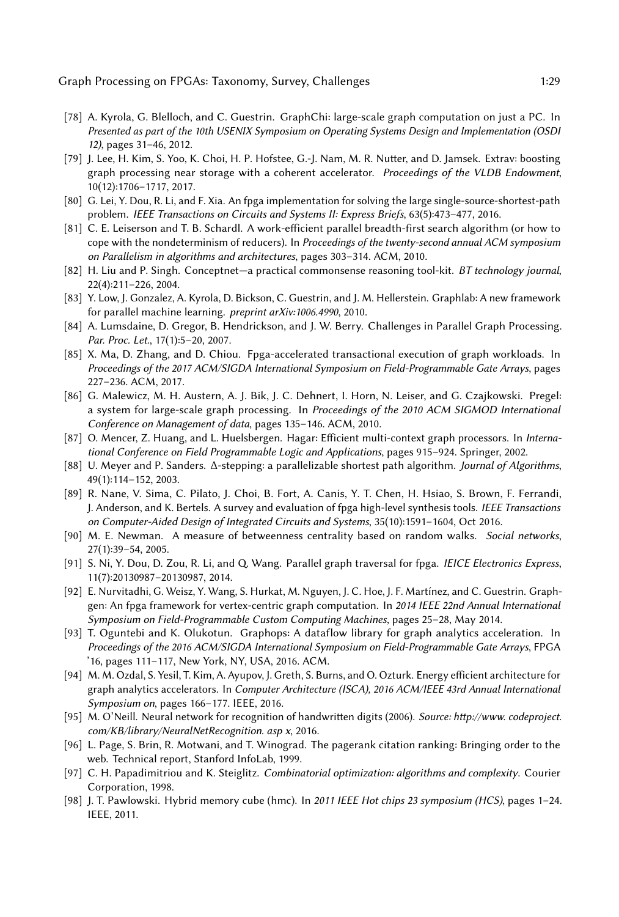[78] A. Kyrola, G. Blelloch, and C. Guestrin. GraphChi: large-scale graph computation on just a PC. In *Presented as part of the 10th USENIX Symposium on Operating Systems Design and Implementation (OSDI 12)*, pages 31–46, 2012.

[79] J. Lee, H. Kim, S. Yoo, K. Choi, H. P. Hofstee, G.-J. Nam, M. R. Nutter, and D. Jamsek. Extrav: boosting graph processing near storage with a coherent accelerator. *Proceedings of the VLDB Endowment*, 10(12):1706–1717, 2017.

[80] G. Lei, Y. Dou, R. Li, and F. Xia. An fpga implementation for solving the large single-source-shortest-path problem. *IEEE Transactions on Circuits and Systems II: Express Briefs*, 63(5):473–477, 2016.

[81] C. E. Leiserson and T. B. Schardl. A work-efficient parallel breadth-first search algorithm (or how to cope with the nondeterminism of reducers). In *Proceedings of the twenty-second annual ACM symposium on Parallelism in algorithms and architectures*, pages 303–314. ACM, 2010.

[82] H. Liu and P. Singh. Conceptnet—a practical commonsense reasoning tool-kit. *BT technology journal*, 22(4):211–226, 2004.

[83] Y. Low, J. Gonzalez, A. Kyrola, D. Bickson, C. Guestrin, and J. M. Hellerstein. Graphlab: A new framework for parallel machine learning. *preprint arXiv:1006.4990*, 2010.

[84] A. Lumsdaine, D. Gregor, B. Hendrickson, and J. W. Berry. Challenges in Parallel Graph Processing. *Par. Proc. Let.*, 17(1):5–20, 2007.

[85] X. Ma, D. Zhang, and D. Chiou. Fpga-accelerated transactional execution of graph workloads. In *Proceedings of the 2017 ACM/SIGDA International Symposium on Field-Programmable Gate Arrays*, pages 227–236. ACM, 2017.

[86] G. Malewicz, M. H. Austern, A. J. Bik, J. C. Dehnert, I. Horn, N. Leiser, and G. Czajkowski. Pregel: a system for large-scale graph processing. In *Proceedings of the 2010 ACM SIGMOD International Conference on Management of data*, pages 135–146. ACM, 2010.

[87] O. Mencer, Z. Huang, and L. Huelsbergen. Hagar: Efficient multi-context graph processors. In *International Conference on Field Programmable Logic and Applications*, pages 915–924. Springer, 2002.

[88] U. Meyer and P. Sanders. Δ-stepping: a parallelizable shortest path algorithm. *Journal of Algorithms*, 49(1):114–152, 2003.

[89] R. Nane, V. Sima, C. Pilato, J. Choi, B. Fort, A. Canis, Y. T. Chen, H. Hsiao, S. Brown, F. Ferrandi, J. Anderson, and K. Bertels. A survey and evaluation of fpga high-level synthesis tools. *IEEE Transactions on Computer-Aided Design of Integrated Circuits and Systems*, 35(10):1591–1604, Oct 2016.

[90] M. E. Newman. A measure of betweenness centrality based on random walks. *Social networks*, 27(1):39–54, 2005.

[91] S. Ni, Y. Dou, D. Zou, R. Li, and Q. Wang. Parallel graph traversal for fpga. *IEICE Electronics Express*, 11(7):20130987–20130987, 2014.

[92] E. Nurvitadhi, G. Weisz, Y. Wang, S. Hurkat, M. Nguyen, J. C. Hoe, J. F. Martínez, and C. Guestrin. Graphgen: An fpga framework for vertex-centric graph computation. In *2014 IEEE 22nd Annual International Symposium on Field-Programmable Custom Computing Machines*, pages 25–28, May 2014.

[93] T. Oguntebi and K. Olukotun. Graphops: A dataflow library for graph analytics acceleration. In *Proceedings of the 2016 ACM/SIGDA International Symposium on Field-Programmable Gate Arrays*, FPGA '16, pages 111–117, New York, NY, USA, 2016. ACM.

[94] M. M. Ozdal, S. Yesil, T. Kim, A. Ayupov, J. Greth, S. Burns, and O. Ozturk. Energy efficient architecture for graph analytics accelerators. In *Computer Architecture (ISCA), 2016 ACM/IEEE 43rd Annual International Symposium on*, pages 166–177. IEEE, 2016.

[95] M. O'Neill. Neural network for recognition of handwritten digits (2006). *Source: http://www. codeproject. com/KB/library/NeuralNetRecognition. asp x*, 2016.

[96] L. Page, S. Brin, R. Motwani, and T. Winograd. The pagerank citation ranking: Bringing order to the web. Technical report, Stanford InfoLab, 1999.

[97] C. H. Papadimitriou and K. Steiglitz. *Combinatorial optimization: algorithms and complexity*. Courier Corporation, 1998.

[98] J. T. Pawlowski. Hybrid memory cube (hmc). In *2011 IEEE Hot chips 23 symposium (HCS)*, pages 1–24. IEEE, 2011.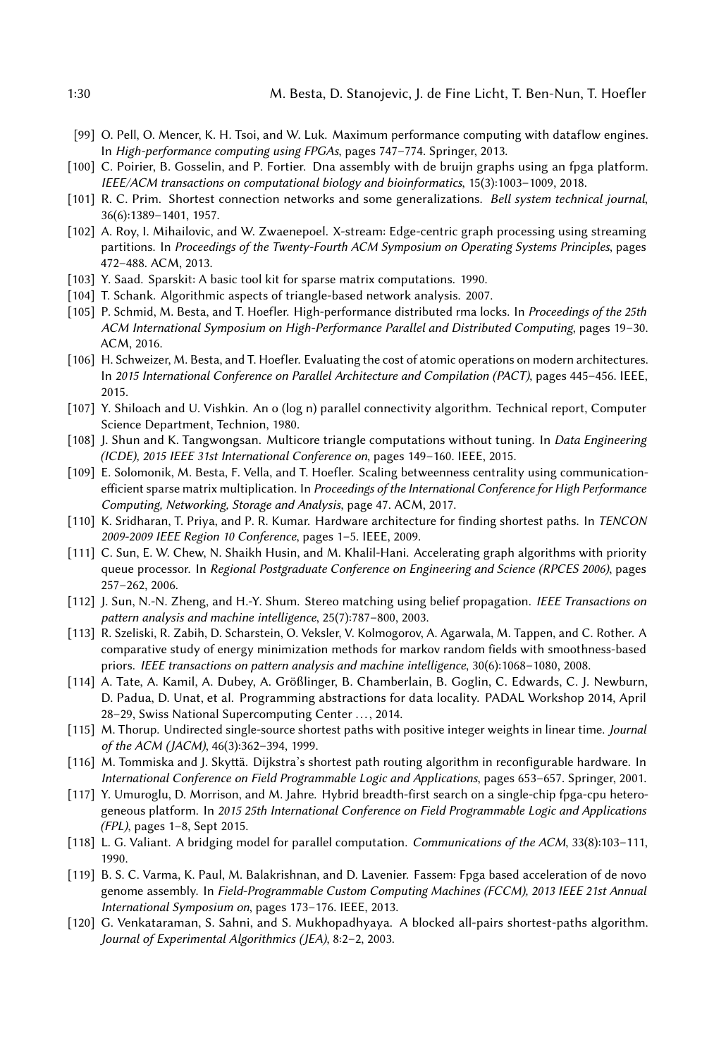[99] O. Pell, O. Mencer, K. H. Tsoi, and W. Luk. Maximum performance computing with dataflow engines. In *High-performance computing using FPGAs*, pages 747–774. Springer, 2013.

[100] C. Poirier, B. Gosselin, and P. Fortier. Dna assembly with de bruijn graphs using an fpga platform. *IEEE/ACM transactions on computational biology and bioinformatics*, 15(3):1003–1009, 2018.

[101] R. C. Prim. Shortest connection networks and some generalizations. *Bell system technical journal*, 36(6):1389–1401, 1957.

[102] A. Roy, I. Mihailovic, and W. Zwaenepoel. X-stream: Edge-centric graph processing using streaming partitions. In *Proceedings of the Twenty-Fourth ACM Symposium on Operating Systems Principles*, pages 472–488. ACM, 2013.

[103] Y. Saad. Sparskit: A basic tool kit for sparse matrix computations. 1990.

[104] T. Schank. Algorithmic aspects of triangle-based network analysis. 2007.

[105] P. Schmid, M. Besta, and T. Hoefler. High-performance distributed rma locks. In *Proceedings of the 25th ACM International Symposium on High-Performance Parallel and Distributed Computing*, pages 19–30. ACM, 2016.

[106] H. Schweizer, M. Besta, and T. Hoefler. Evaluating the cost of atomic operations on modern architectures. In *2015 International Conference on Parallel Architecture and Compilation (PACT)*, pages 445–456. IEEE, 2015.

[107] Y. Shiloach and U. Vishkin. An o (log n) parallel connectivity algorithm. Technical report, Computer Science Department, Technion, 1980.

[108] J. Shun and K. Tangwongsan. Multicore triangle computations without tuning. In *Data Engineering (ICDE), 2015 IEEE 31st International Conference on*, pages 149–160. IEEE, 2015.

[109] E. Solomonik, M. Besta, F. Vella, and T. Hoefler. Scaling betweenness centrality using communication-efficient sparse matrix multiplication. In *Proceedings of the International Conference for High Performance Computing, Networking, Storage and Analysis*, page 47. ACM, 2017.

[110] K. Sridharan, T. Priya, and P. R. Kumar. Hardware architecture for finding shortest paths. In *TENCON 2009-2009 IEEE Region 10 Conference*, pages 1–5. IEEE, 2009.

[111] C. Sun, E. W. Chew, N. Shaikh Husin, and M. Khalil-Hani. Accelerating graph algorithms with priority queue processor. In *Regional Postgraduate Conference on Engineering and Science (RPCES 2006)*, pages 257–262, 2006.

[112] J. Sun, N.-N. Zheng, and H.-Y. Shum. Stereo matching using belief propagation. *IEEE Transactions on pattern analysis and machine intelligence*, 25(7):787–800, 2003.

[113] R. Szeliski, R. Zabih, D. Scharstein, O. Veksler, V. Kolmogorov, A. Agarwala, M. Tappen, and C. Rother. A comparative study of energy minimization methods for markov random fields with smoothness-based priors. *IEEE transactions on pattern analysis and machine intelligence*, 30(6):1068–1080, 2008.

[114] A. Tate, A. Kamil, A. Dubey, A. Größlinger, B. Chamberlain, B. Goglin, C. Edwards, C. J. Newburn, D. Padua, D. Unat, et al. Programming abstractions for data locality. PADAL Workshop 2014, April 28–29, Swiss National Supercomputing Center ..., 2014.

[115] M. Thorup. Undirected single-source shortest paths with positive integer weights in linear time. *Journal of the ACM (JACM)*, 46(3):362–394, 1999.

[116] M. Tommiska and J. Skyttä. Dijkstra's shortest path routing algorithm in reconfigurable hardware. In *International Conference on Field Programmable Logic and Applications*, pages 653–657. Springer, 2001.

[117] Y. Umuroglu, D. Morrison, and M. Jahre. Hybrid breadth-first search on a single-chip fpga-cpu heterogeneous platform. In *2015 25th International Conference on Field Programmable Logic and Applications (FPL)*, pages 1–8, Sept 2015.

[118] L. G. Valiant. A bridging model for parallel computation. *Communications of the ACM*, 33(8):103–111, 1990.

[119] B. S. C. Varma, K. Paul, M. Balakrishnan, and D. Lavenier. Fassem: Fpga based acceleration of de novo genome assembly. In *Field-Programmable Custom Computing Machines (FCCM), 2013 IEEE 21st Annual International Symposium on*, pages 173–176. IEEE, 2013.

[120] G. Venkataraman, S. Sahni, and S. Mukhopadhyaya. A blocked all-pairs shortest-paths algorithm. *Journal of Experimental Algorithmics (JEA)*, 8:2–2, 2003.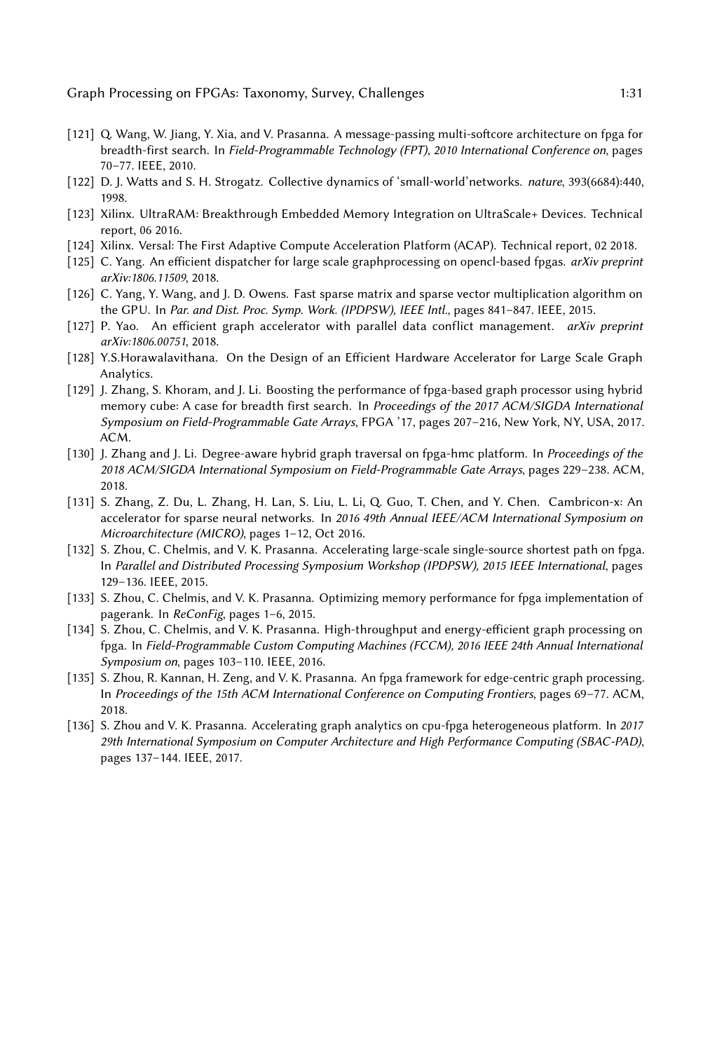[121] Q. Wang, W. Jiang, Y. Xia, and V. Prasanna. A message-passing multi-softcore architecture on fpga for breadth-first search. In *Field-Programmable Technology (FPT), 2010 International Conference on*, pages 70–77. IEEE, 2010.

[122] D. J. Watts and S. H. Strogatz. Collective dynamics of 'small-world'networks. *nature*, 393(6684):440, 1998.

[123] Xilinx. UltraRAM: Breakthrough Embedded Memory Integration on UltraScale+ Devices. Technical report, 06 2016.

[124] Xilinx. Versal: The First Adaptive Compute Acceleration Platform (ACAP). Technical report, 02 2018.

[125] C. Yang. An efficient dispatcher for large scale graphprocessing on opencl-based fpgas. *arXiv preprint arXiv:1806.11509*, 2018.

[126] C. Yang, Y. Wang, and J. D. Owens. Fast sparse matrix and sparse vector multiplication algorithm on the GPU. In *Par. and Dist. Proc. Symp. Work. (IPDPSW), IEEE Intl.*, pages 841–847. IEEE, 2015.

[127] P. Yao. An efficient graph accelerator with parallel data conflict management. *arXiv preprint arXiv:1806.00751*, 2018.

[128] Y.S.Horawalavithana. On the Design of an Efficient Hardware Accelerator for Large Scale Graph Analytics.

[129] J. Zhang, S. Khoram, and J. Li. Boosting the performance of fpga-based graph processor using hybrid memory cube: A case for breadth first search. In *Proceedings of the 2017 ACM/SIGDA International Symposium on Field-Programmable Gate Arrays*, FPGA '17, pages 207–216, New York, NY, USA, 2017. ACM.

[130] J. Zhang and J. Li. Degree-aware hybrid graph traversal on fpga-hmc platform. In *Proceedings of the 2018 ACM/SIGDA International Symposium on Field-Programmable Gate Arrays*, pages 229–238. ACM, 2018.

[131] S. Zhang, Z. Du, L. Zhang, H. Lan, S. Liu, L. Li, Q. Guo, T. Chen, and Y. Chen. Cambricon-x: An accelerator for sparse neural networks. In *2016 49th Annual IEEE/ACM International Symposium on Microarchitecture (MICRO)*, pages 1–12, Oct 2016.

[132] S. Zhou, C. Chelmis, and V. K. Prasanna. Accelerating large-scale single-source shortest path on fpga. In *Parallel and Distributed Processing Symposium Workshop (IPDPSW), 2015 IEEE International*, pages 129–136. IEEE, 2015.

[133] S. Zhou, C. Chelmis, and V. K. Prasanna. Optimizing memory performance for fpga implementation of pagerank. In *ReConFig*, pages 1–6, 2015.

[134] S. Zhou, C. Chelmis, and V. K. Prasanna. High-throughput and energy-efficient graph processing on fpga. In *Field-Programmable Custom Computing Machines (FCCM), 2016 IEEE 24th Annual International Symposium on*, pages 103–110. IEEE, 2016.

[135] S. Zhou, R. Kannan, H. Zeng, and V. K. Prasanna. An fpga framework for edge-centric graph processing. In *Proceedings of the 15th ACM International Conference on Computing Frontiers*, pages 69–77. ACM, 2018.

[136] S. Zhou and V. K. Prasanna. Accelerating graph analytics on cpu-fpga heterogeneous platform. In *2017 29th International Symposium on Computer Architecture and High Performance Computing (SBAC-PAD)*, pages 137–144. IEEE, 2017.